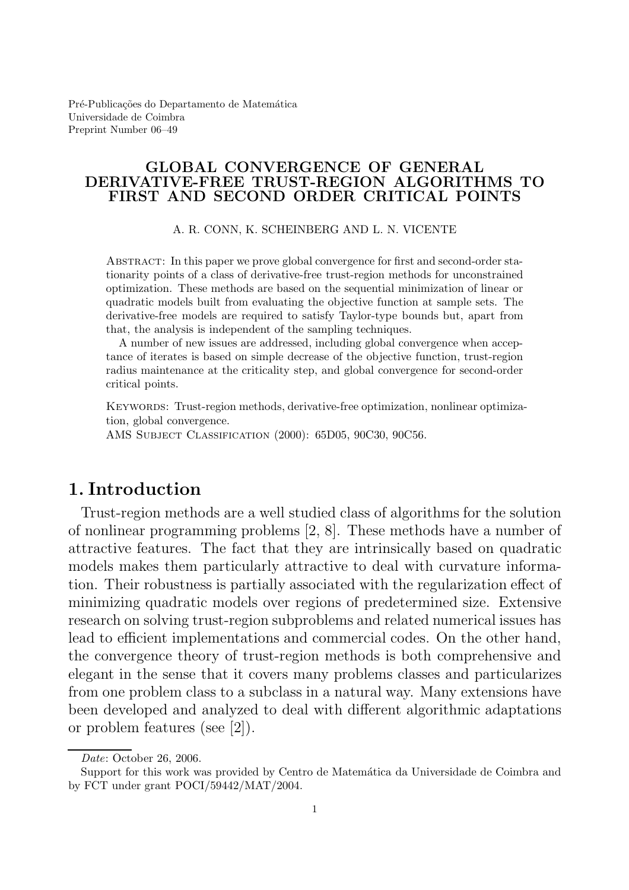Pré-Publicações do Departamento de Matemática
Universidade de Coimbra
Preprint Number 06–49

# GLOBAL CONVERGENCE OF GENERAL DERIVATIVE-FREE TRUST-REGION ALGORITHMS TO FIRST AND SECOND ORDER CRITICAL POINTS

A. R. CONN, K. SCHEINBERG AND L. N. VICENTE

Abstract: In this paper we prove global convergence for first and second-order stationarity points of a class of derivative-free trust-region methods for unconstrained optimization. These methods are based on the sequential minimization of linear or quadratic models built from evaluating the objective function at sample sets. The derivative-free models are required to satisfy Taylor-type bounds but, apart from that, the analysis is independent of the sampling techniques.

A number of new issues are addressed, including global convergence when acceptance of iterates is based on simple decrease of the objective function, trust-region radius maintenance at the criticality step, and global convergence for second-order critical points.

Keywords: Trust-region methods, derivative-free optimization, nonlinear optimization, global convergence.

AMS Subject Classification (2000): 65D05, 90C30, 90C56.

## 1. Introduction

Trust-region methods are a well studied class of algorithms for the solution of nonlinear programming problems [2, 8]. These methods have a number of attractive features. The fact that they are intrinsically based on quadratic models makes them particularly attractive to deal with curvature information. Their robustness is partially associated with the regularization effect of minimizing quadratic models over regions of predetermined size. Extensive research on solving trust-region subproblems and related numerical issues has lead to efficient implementations and commercial codes. On the other hand, the convergence theory of trust-region methods is both comprehensive and elegant in the sense that it covers many problems classes and particularizes from one problem class to a subclass in a natural way. Many extensions have been developed and analyzed to deal with different algorithmic adaptations or problem features (see [2]).

*Date*: October 26, 2006.

Support for this work was provided by Centro de Matemática da Universidade de Coimbra and by FCT under grant POCI/59442/MAT/2004.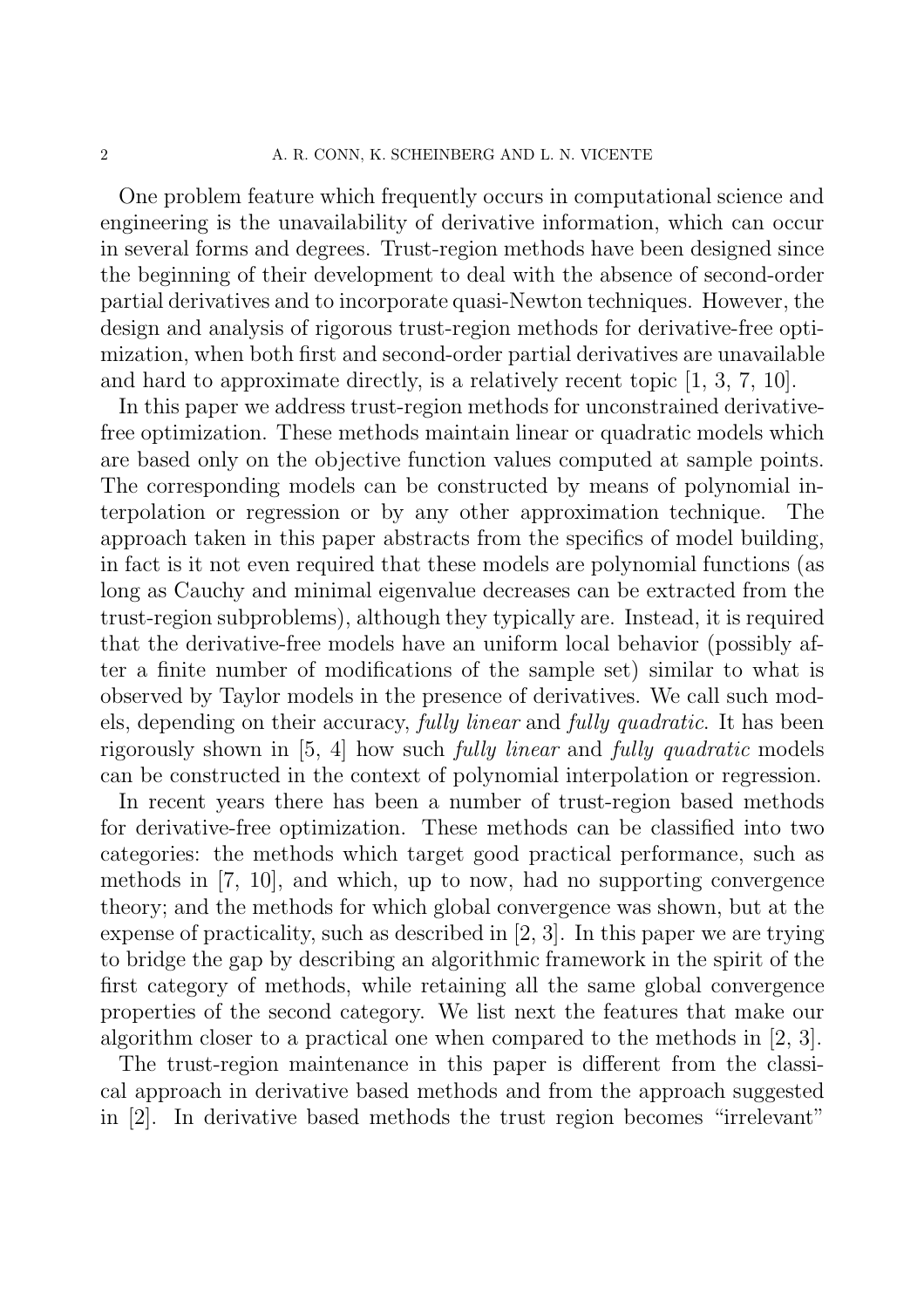One problem feature which frequently occurs in computational science and engineering is the unavailability of derivative information, which can occur in several forms and degrees. Trust-region methods have been designed since the beginning of their development to deal with the absence of second-order partial derivatives and to incorporate quasi-Newton techniques. However, the design and analysis of rigorous trust-region methods for derivative-free optimization, when both first and second-order partial derivatives are unavailable and hard to approximate directly, is a relatively recent topic [1, 3, 7, 10].

In this paper we address trust-region methods for unconstrained derivative-free optimization. These methods maintain linear or quadratic models which are based only on the objective function values computed at sample points. The corresponding models can be constructed by means of polynomial interpolation or regression or by any other approximation technique. The approach taken in this paper abstracts from the specifics of model building, in fact is it not even required that these models are polynomial functions (as long as Cauchy and minimal eigenvalue decreases can be extracted from the trust-region subproblems), although they typically are. Instead, it is required that the derivative-free models have an uniform local behavior (possibly after a finite number of modifications of the sample set) similar to what is observed by Taylor models in the presence of derivatives. We call such models, depending on their accuracy, *fully linear* and *fully quadratic*. It has been rigorously shown in [5, 4] how such *fully linear* and *fully quadratic* models can be constructed in the context of polynomial interpolation or regression.

In recent years there has been a number of trust-region based methods for derivative-free optimization. These methods can be classified into two categories: the methods which target good practical performance, such as methods in [7, 10], and which, up to now, had no supporting convergence theory; and the methods for which global convergence was shown, but at the expense of practicality, such as described in [2, 3]. In this paper we are trying to bridge the gap by describing an algorithmic framework in the spirit of the first category of methods, while retaining all the same global convergence properties of the second category. We list next the features that make our algorithm closer to a practical one when compared to the methods in [2, 3].

The trust-region maintenance in this paper is different from the classical approach in derivative based methods and from the approach suggested in [2]. In derivative based methods the trust region becomes "irrelevant"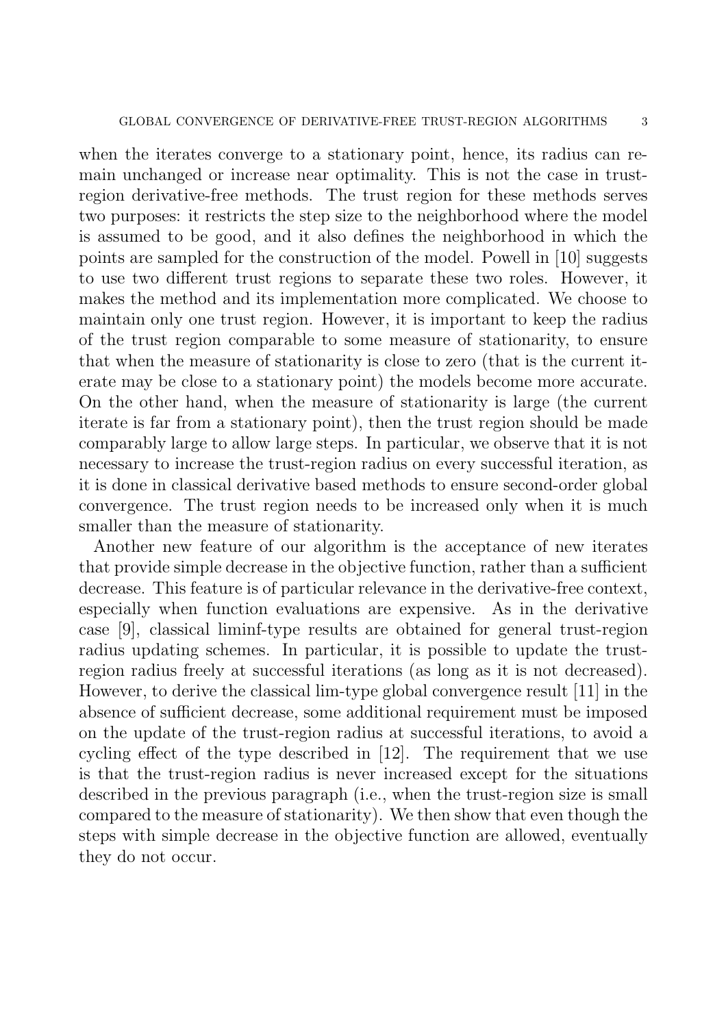when the iterates converge to a stationary point, hence, its radius can remain unchanged or increase near optimality. This is not the case in trust-region derivative-free methods. The trust region for these methods serves two purposes: it restricts the step size to the neighborhood where the model is assumed to be good, and it also defines the neighborhood in which the points are sampled for the construction of the model. Powell in [10] suggests to use two different trust regions to separate these two roles. However, it makes the method and its implementation more complicated. We choose to maintain only one trust region. However, it is important to keep the radius of the trust region comparable to some measure of stationarity, to ensure that when the measure of stationarity is close to zero (that is the current iterate may be close to a stationary point) the models become more accurate. On the other hand, when the measure of stationarity is large (the current iterate is far from a stationary point), then the trust region should be made comparably large to allow large steps. In particular, we observe that it is not necessary to increase the trust-region radius on every successful iteration, as it is done in classical derivative based methods to ensure second-order global convergence. The trust region needs to be increased only when it is much smaller than the measure of stationarity.

Another new feature of our algorithm is the acceptance of new iterates that provide simple decrease in the objective function, rather than a sufficient decrease. This feature is of particular relevance in the derivative-free context, especially when function evaluations are expensive. As in the derivative case [9], classical liminf-type results are obtained for general trust-region radius updating schemes. In particular, it is possible to update the trust-region radius freely at successful iterations (as long as it is not decreased). However, to derive the classical lim-type global convergence result [11] in the absence of sufficient decrease, some additional requirement must be imposed on the update of the trust-region radius at successful iterations, to avoid a cycling effect of the type described in [12]. The requirement that we use is that the trust-region radius is never increased except for the situations described in the previous paragraph (i.e., when the trust-region size is small compared to the measure of stationarity). We then show that even though the steps with simple decrease in the objective function are allowed, eventually they do not occur.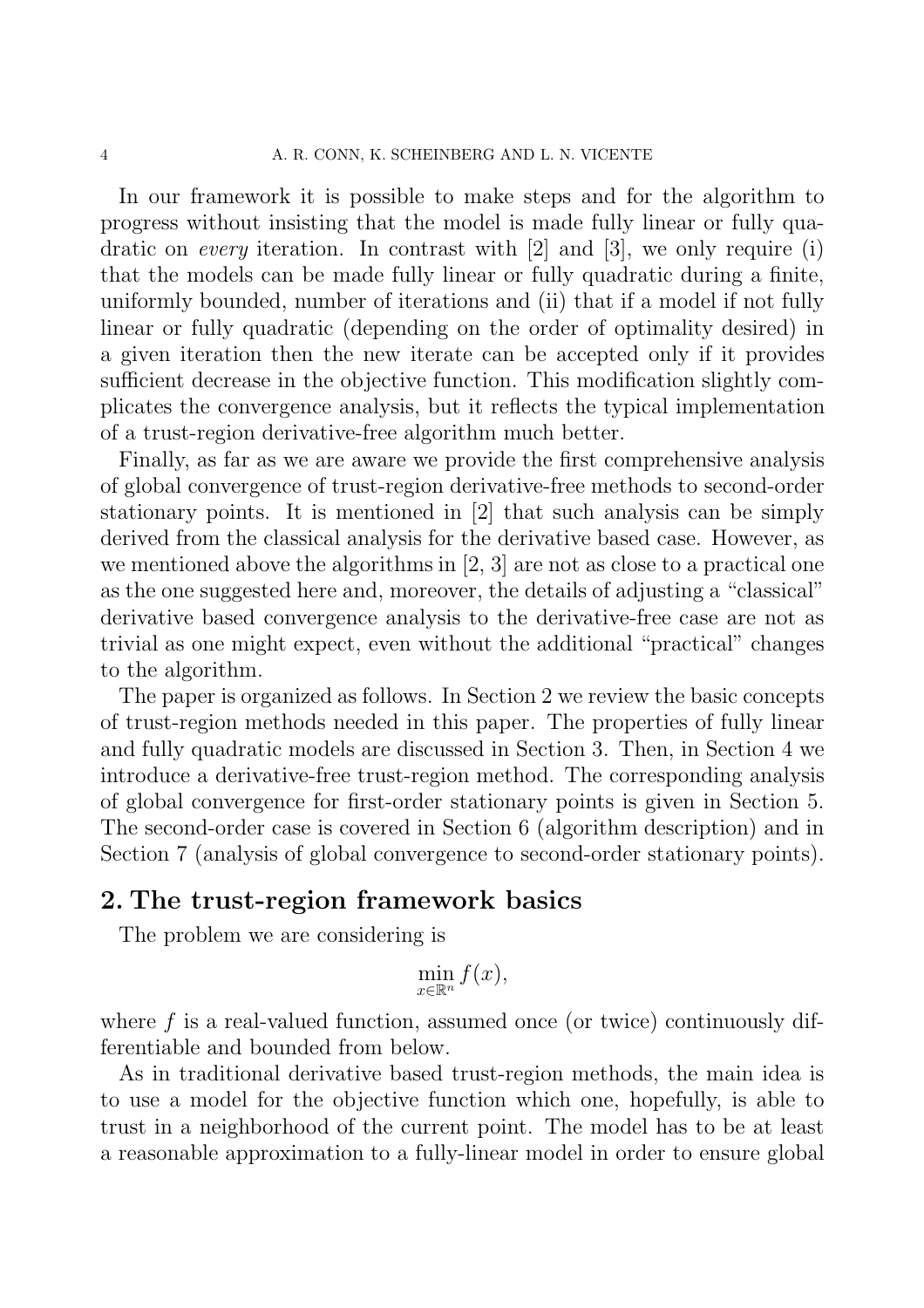In our framework it is possible to make steps and for the algorithm to progress without insisting that the model is made fully linear or fully quadratic on *every* iteration. In contrast with [2] and [3], we only require (i) that the models can be made fully linear or fully quadratic during a finite, uniformly bounded, number of iterations and (ii) that if a model if not fully linear or fully quadratic (depending on the order of optimality desired) in a given iteration then the new iterate can be accepted only if it provides sufficient decrease in the objective function. This modification slightly complicates the convergence analysis, but it reflects the typical implementation of a trust-region derivative-free algorithm much better.

Finally, as far as we are aware we provide the first comprehensive analysis of global convergence of trust-region derivative-free methods to second-order stationary points. It is mentioned in [2] that such analysis can be simply derived from the classical analysis for the derivative based case. However, as we mentioned above the algorithms in [2, 3] are not as close to a practical one as the one suggested here and, moreover, the details of adjusting a "classical" derivative based convergence analysis to the derivative-free case are not as trivial as one might expect, even without the additional "practical" changes to the algorithm.

The paper is organized as follows. In Section 2 we review the basic concepts of trust-region methods needed in this paper. The properties of fully linear and fully quadratic models are discussed in Section 3. Then, in Section 4 we introduce a derivative-free trust-region method. The corresponding analysis of global convergence for first-order stationary points is given in Section 5. The second-order case is covered in Section 6 (algorithm description) and in Section 7 (analysis of global convergence to second-order stationary points).

## 2. The trust-region framework basics

The problem we are considering is

$$\min_{x \in \mathbb{R}^n} f(x),$$

where $f$ is a real-valued function, assumed once (or twice) continuously differentiable and bounded from below.

As in traditional derivative based trust-region methods, the main idea is to use a model for the objective function which one, hopefully, is able to trust in a neighborhood of the current point. The model has to be at least a reasonable approximation to a fully-linear model in order to ensure global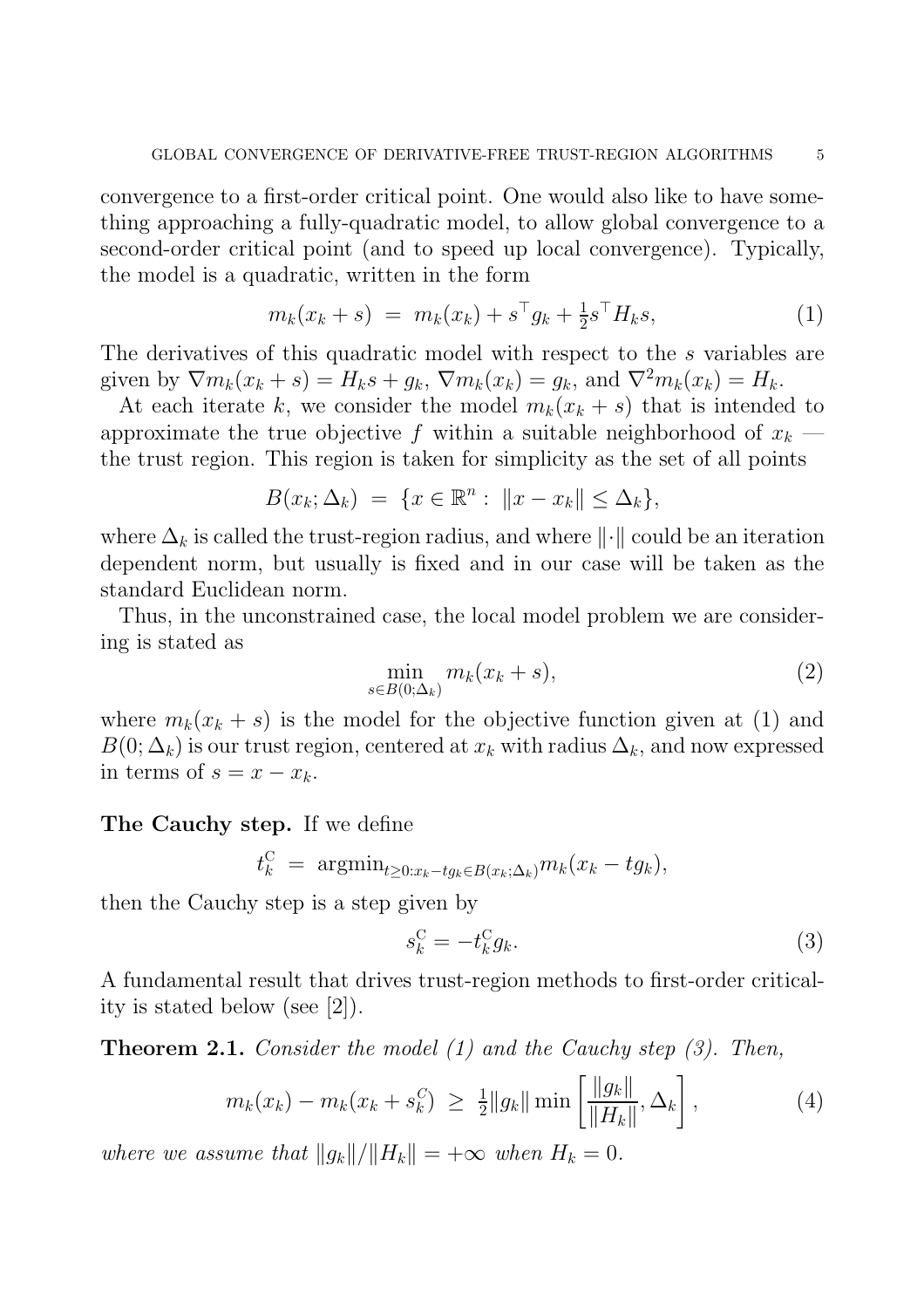convergence to a first-order critical point. One would also like to have something approaching a fully-quadratic model, to allow global convergence to a second-order critical point (and to speed up local convergence). Typically, the model is a quadratic, written in the form

$$m_k(x_k + s) \ = \ m_k(x_k) + s^\top g_k + \tfrac{1}{2} s^\top H_k s, \tag{1}$$

The derivatives of this quadratic model with respect to the $s$ variables are given by $\nabla m_k(x_k + s) = H_k s + g_k$, $\nabla m_k(x_k) = g_k$, and $\nabla^2 m_k(x_k) = H_k$.

At each iterate $k$, we consider the model $m_k(x_k + s)$ that is intended to approximate the true objective $f$ within a suitable neighborhood of $x_k$ — the trust region. This region is taken for simplicity as the set of all points

$$B(x_k; \Delta_k) \ = \ \{x \in \mathbb{R}^n : \ \|x - x_k\| \leq \Delta_k\},$$

where $\Delta_k$ is called the trust-region radius, and where $\|\cdot\|$ could be an iteration dependent norm, but usually is fixed and in our case will be taken as the standard Euclidean norm.

Thus, in the unconstrained case, the local model problem we are considering is stated as

$$\min_{s \in B(0;\Delta_k)} \ m_k(x_k + s), \tag{2}$$

where $m_k(x_k + s)$ is the model for the objective function given at (1) and $B(0; \Delta_k)$ is our trust region, centered at $x_k$ with radius $\Delta_k$, and now expressed in terms of $s = x - x_k$.

**The Cauchy step.** If we define

$$t_k^{\mathrm{C}} \ = \ \mathrm{argmin}_{t \geq 0 : x_k - t g_k \in B(x_k;\Delta_k)} m_k(x_k - t g_k),$$

then the Cauchy step is a step given by

$$s_k^{\mathrm{C}} = -t_k^{\mathrm{C}} g_k. \tag{3}$$

A fundamental result that drives trust-region methods to first-order criticality is stated below (see [2]).

**Theorem 2.1.** *Consider the model (1) and the Cauchy step (3). Then,*

$$m_k(x_k) - m_k(x_k + s_k^C) \ \geq \ \tfrac{1}{2}\|g_k\| \min\left[\frac{\|g_k\|}{\|H_k\|}, \Delta_k\right], \tag{4}$$

*where we assume that $\|g_k\|/\|H_k\| = +\infty$ when $H_k = 0$.*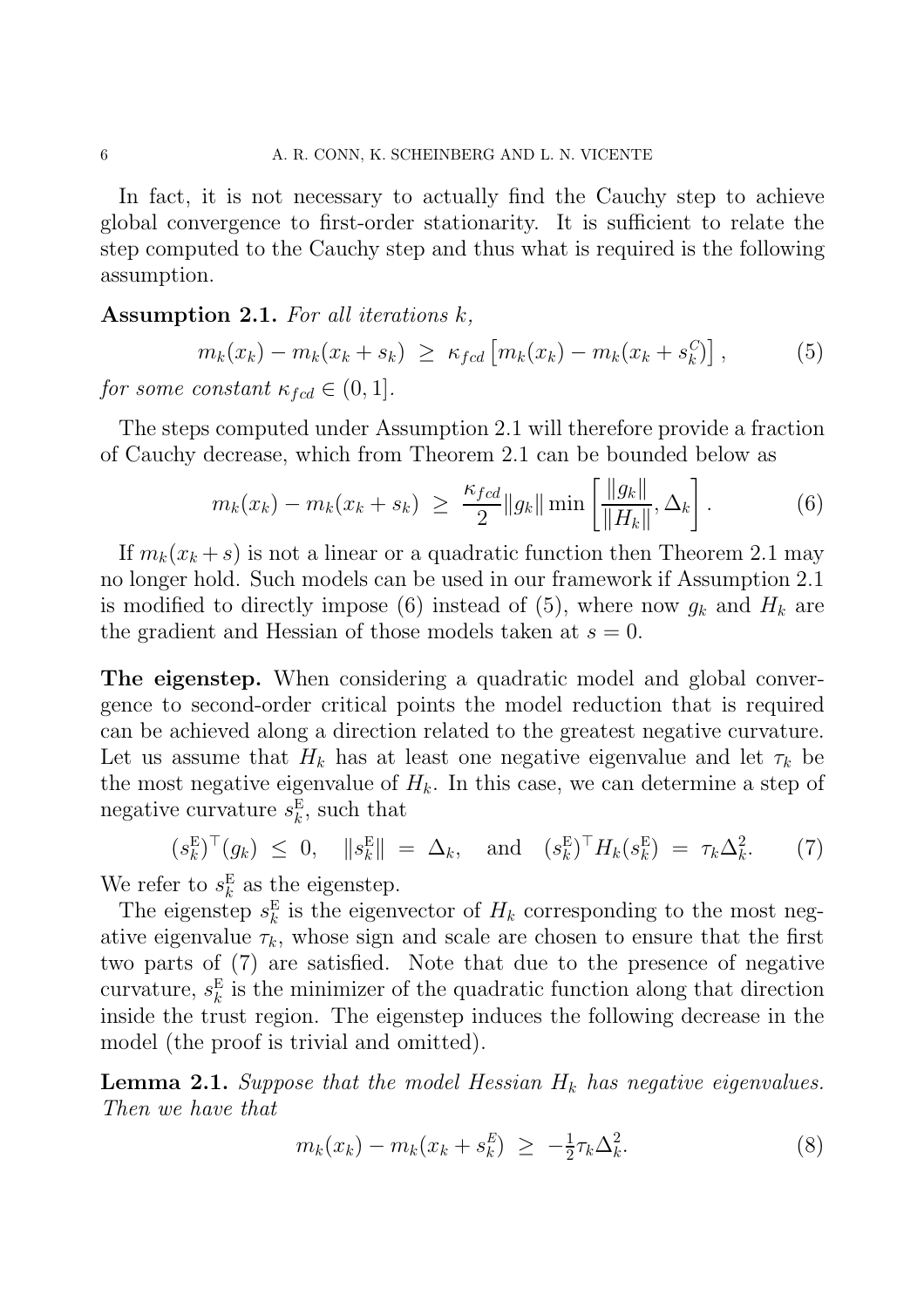In fact, it is not necessary to actually find the Cauchy step to achieve global convergence to first-order stationarity. It is sufficient to relate the step computed to the Cauchy step and thus what is required is the following assumption.

**Assumption 2.1.** *For all iterations $k$,*

$$m_k(x_k) - m_k(x_k + s_k) \;\geq\; \kappa_{fcd}\left[m_k(x_k) - m_k(x_k + s_k^C)\right], \tag{5}$$

*for some constant $\kappa_{fcd} \in (0, 1]$.*

The steps computed under Assumption 2.1 will therefore provide a fraction of Cauchy decrease, which from Theorem 2.1 can be bounded below as

$$m_k(x_k) - m_k(x_k + s_k) \;\geq\; \frac{\kappa_{fcd}}{2}\|g_k\| \min\left[\frac{\|g_k\|}{\|H_k\|}, \Delta_k\right]. \tag{6}$$

If $m_k(x_k + s)$ is not a linear or a quadratic function then Theorem 2.1 may no longer hold. Such models can be used in our framework if Assumption 2.1 is modified to directly impose (6) instead of (5), where now $g_k$ and $H_k$ are the gradient and Hessian of those models taken at $s = 0$.

**The eigenstep.** When considering a quadratic model and global convergence to second-order critical points the model reduction that is required can be achieved along a direction related to the greatest negative curvature. Let us assume that $H_k$ has at least one negative eigenvalue and let $\tau_k$ be the most negative eigenvalue of $H_k$. In this case, we can determine a step of negative curvature $s_k^{\mathrm{E}}$, such that

$$(s_k^{\mathrm{E}})^\top(g_k) \;\leq\; 0, \quad \|s_k^{\mathrm{E}}\| \;=\; \Delta_k, \quad \text{and} \quad (s_k^{\mathrm{E}})^\top H_k(s_k^{\mathrm{E}}) \;=\; \tau_k\Delta_k^2. \tag{7}$$

We refer to $s_k^{\mathrm{E}}$ as the eigenstep.

The eigenstep $s_k^{\mathrm{E}}$ is the eigenvector of $H_k$ corresponding to the most negative eigenvalue $\tau_k$, whose sign and scale are chosen to ensure that the first two parts of (7) are satisfied. Note that due to the presence of negative curvature, $s_k^{\mathrm{E}}$ is the minimizer of the quadratic function along that direction inside the trust region. The eigenstep induces the following decrease in the model (the proof is trivial and omitted).

**Lemma 2.1.** *Suppose that the model Hessian $H_k$ has negative eigenvalues. Then we have that*

$$m_k(x_k) - m_k(x_k + s_k^E) \;\geq\; -\tfrac{1}{2}\tau_k\Delta_k^2. \tag{8}$$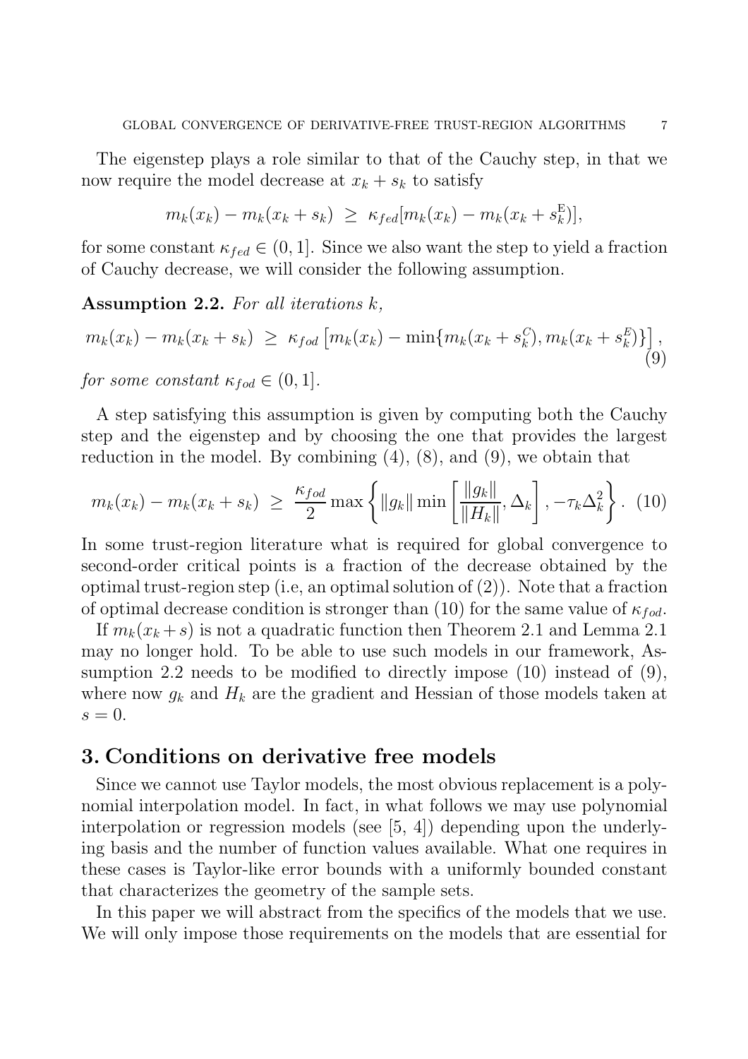The eigenstep plays a role similar to that of the Cauchy step, in that we now require the model decrease at $x_k + s_k$ to satisfy

$$m_k(x_k) - m_k(x_k + s_k) \;\geq\; \kappa_{fed}[m_k(x_k) - m_k(x_k + s_k^{\mathrm{E}})],$$

for some constant $\kappa_{fed} \in (0, 1]$. Since we also want the step to yield a fraction of Cauchy decrease, we will consider the following assumption.

**Assumption 2.2.** *For all iterations $k$,*

$$m_k(x_k) - m_k(x_k + s_k) \;\geq\; \kappa_{fod}\left[m_k(x_k) - \min\{m_k(x_k + s_k^{C}), m_k(x_k + s_k^{E})\}\right], \tag{9}$$

*for some constant $\kappa_{fod} \in (0, 1]$.*

A step satisfying this assumption is given by computing both the Cauchy step and the eigenstep and by choosing the one that provides the largest reduction in the model. By combining (4), (8), and (9), we obtain that

$$m_k(x_k) - m_k(x_k + s_k) \;\geq\; \frac{\kappa_{fod}}{2} \max\left\{ \|g_k\| \min\left[\frac{\|g_k\|}{\|H_k\|}, \Delta_k\right], -\tau_k \Delta_k^2 \right\}. \tag{10}$$

In some trust-region literature what is required for global convergence to second-order critical points is a fraction of the decrease obtained by the optimal trust-region step (i.e, an optimal solution of (2)). Note that a fraction of optimal decrease condition is stronger than (10) for the same value of $\kappa_{fod}$.

If $m_k(x_k + s)$ is not a quadratic function then Theorem 2.1 and Lemma 2.1 may no longer hold. To be able to use such models in our framework, Assumption 2.2 needs to be modified to directly impose (10) instead of (9), where now $g_k$ and $H_k$ are the gradient and Hessian of those models taken at $s = 0$.

## 3. Conditions on derivative free models

Since we cannot use Taylor models, the most obvious replacement is a polynomial interpolation model. In fact, in what follows we may use polynomial interpolation or regression models (see [5, 4]) depending upon the underlying basis and the number of function values available. What one requires in these cases is Taylor-like error bounds with a uniformly bounded constant that characterizes the geometry of the sample sets.

In this paper we will abstract from the specifics of the models that we use. We will only impose those requirements on the models that are essential for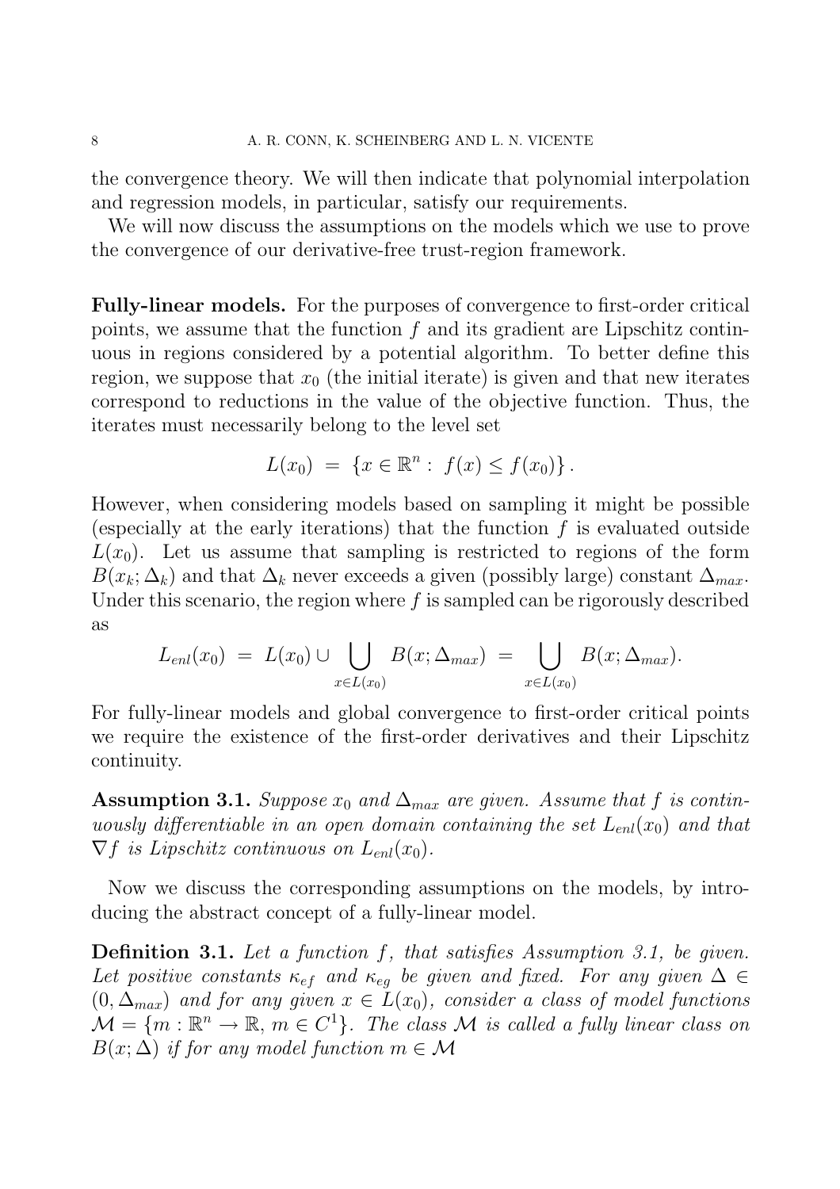the convergence theory. We will then indicate that polynomial interpolation and regression models, in particular, satisfy our requirements.

We will now discuss the assumptions on the models which we use to prove the convergence of our derivative-free trust-region framework.

**Fully-linear models.** For the purposes of convergence to first-order critical points, we assume that the function $f$ and its gradient are Lipschitz continuous in regions considered by a potential algorithm. To better define this region, we suppose that $x_0$ (the initial iterate) is given and that new iterates correspond to reductions in the value of the objective function. Thus, the iterates must necessarily belong to the level set

$$L(x_0) \;=\; \{x \in \mathbb{R}^n : \; f(x) \leq f(x_0)\}\,.$$

However, when considering models based on sampling it might be possible (especially at the early iterations) that the function $f$ is evaluated outside $L(x_0)$. Let us assume that sampling is restricted to regions of the form $B(x_k; \Delta_k)$ and that $\Delta_k$ never exceeds a given (possibly large) constant $\Delta_{max}$. Under this scenario, the region where $f$ is sampled can be rigorously described as

$$L_{enl}(x_0) \;=\; L(x_0) \cup \bigcup_{x \in L(x_0)} B(x; \Delta_{max}) \;=\; \bigcup_{x \in L(x_0)} B(x; \Delta_{max}).$$

For fully-linear models and global convergence to first-order critical points we require the existence of the first-order derivatives and their Lipschitz continuity.

**Assumption 3.1.** *Suppose $x_0$ and $\Delta_{max}$ are given. Assume that $f$ is continuously differentiable in an open domain containing the set $L_{enl}(x_0)$ and that $\nabla f$ is Lipschitz continuous on $L_{enl}(x_0)$.*

Now we discuss the corresponding assumptions on the models, by introducing the abstract concept of a fully-linear model.

**Definition 3.1.** *Let a function $f$, that satisfies Assumption 3.1, be given. Let positive constants $\kappa_{ef}$ and $\kappa_{eg}$ be given and fixed. For any given $\Delta \in (0, \Delta_{max})$ and for any given $x \in L(x_0)$, consider a class of model functions $\mathcal{M} = \{m : \mathbb{R}^n \to \mathbb{R},\, m \in C^1\}$. The class $\mathcal{M}$ is called a fully linear class on $B(x; \Delta)$ if for any model function $m \in \mathcal{M}$*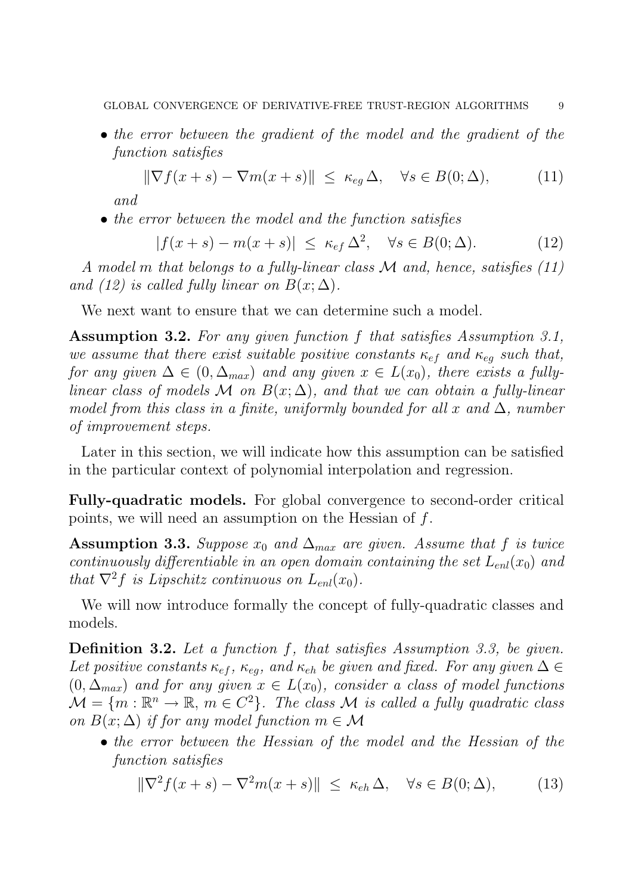- *the error between the gradient of the model and the gradient of the function satisfies*

$$\|\nabla f(x+s) - \nabla m(x+s)\| \;\leq\; \kappa_{eg}\,\Delta, \quad \forall s \in B(0;\Delta), \tag{11}$$

*and*

- *the error between the model and the function satisfies*

$$|f(x+s) - m(x+s)| \;\leq\; \kappa_{ef}\,\Delta^2, \quad \forall s \in B(0;\Delta). \tag{12}$$

*A model $m$ that belongs to a fully-linear class $\mathcal{M}$ and, hence, satisfies (11) and (12) is called fully linear on $B(x;\Delta)$.*

We next want to ensure that we can determine such a model.

**Assumption 3.2.** *For any given function $f$ that satisfies Assumption 3.1, we assume that there exist suitable positive constants $\kappa_{ef}$ and $\kappa_{eg}$ such that, for any given $\Delta \in (0,\Delta_{max})$ and any given $x \in L(x_0)$, there exists a fully-linear class of models $\mathcal{M}$ on $B(x;\Delta)$, and that we can obtain a fully-linear model from this class in a finite, uniformly bounded for all $x$ and $\Delta$, number of improvement steps.*

Later in this section, we will indicate how this assumption can be satisfied in the particular context of polynomial interpolation and regression.

**Fully-quadratic models.** For global convergence to second-order critical points, we will need an assumption on the Hessian of $f$.

**Assumption 3.3.** *Suppose $x_0$ and $\Delta_{max}$ are given. Assume that $f$ is twice continuously differentiable in an open domain containing the set $L_{enl}(x_0)$ and that $\nabla^2 f$ is Lipschitz continuous on $L_{enl}(x_0)$.*

We will now introduce formally the concept of fully-quadratic classes and models.

**Definition 3.2.** *Let a function $f$, that satisfies Assumption 3.3, be given. Let positive constants $\kappa_{ef}$, $\kappa_{eg}$, and $\kappa_{eh}$ be given and fixed. For any given $\Delta \in (0,\Delta_{max})$ and for any given $x \in L(x_0)$, consider a class of model functions $\mathcal{M} = \{m : \mathbb{R}^n \to \mathbb{R},\, m \in C^2\}$. The class $\mathcal{M}$ is called a fully quadratic class on $B(x;\Delta)$ if for any model function $m \in \mathcal{M}$*

- *the error between the Hessian of the model and the Hessian of the function satisfies*

$$\|\nabla^2 f(x+s) - \nabla^2 m(x+s)\| \;\leq\; \kappa_{eh}\,\Delta, \quad \forall s \in B(0;\Delta), \tag{13}$$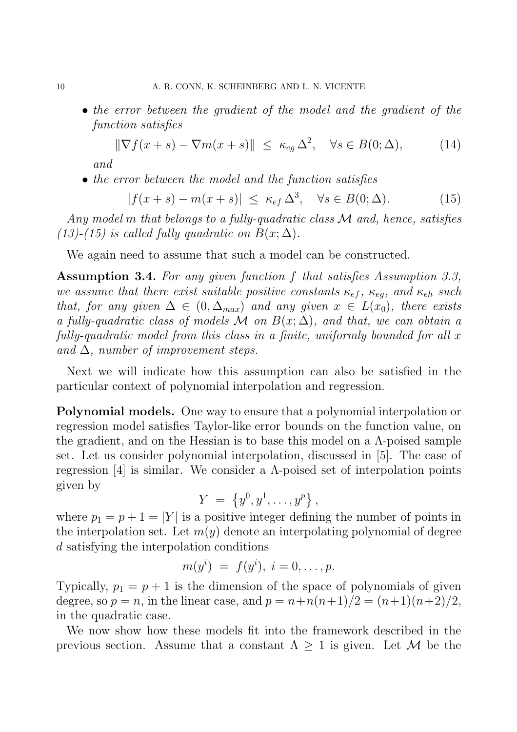- *the error between the gradient of the model and the gradient of the function satisfies*

$$\|\nabla f(x+s) - \nabla m(x+s)\| \;\leq\; \kappa_{eg}\,\Delta^2, \quad \forall s \in B(0;\Delta), \tag{14}$$

*and*

- *the error between the model and the function satisfies*

$$|f(x+s) - m(x+s)| \;\leq\; \kappa_{ef}\,\Delta^3, \quad \forall s \in B(0;\Delta). \tag{15}$$

*Any model $m$ that belongs to a fully-quadratic class $\mathcal{M}$ and, hence, satisfies (13)-(15) is called fully quadratic on $B(x;\Delta)$.*

We again need to assume that such a model can be constructed.

**Assumption 3.4.** *For any given function $f$ that satisfies Assumption 3.3, we assume that there exist suitable positive constants $\kappa_{ef}$, $\kappa_{eg}$, and $\kappa_{eh}$ such that, for any given $\Delta \in (0, \Delta_{max})$ and any given $x \in L(x_0)$, there exists a fully-quadratic class of models $\mathcal{M}$ on $B(x;\Delta)$, and that, we can obtain a fully-quadratic model from this class in a finite, uniformly bounded for all $x$ and $\Delta$, number of improvement steps.*

Next we will indicate how this assumption can also be satisfied in the particular context of polynomial interpolation and regression.

**Polynomial models.** One way to ensure that a polynomial interpolation or regression model satisfies Taylor-like error bounds on the function value, on the gradient, and on the Hessian is to base this model on a $\Lambda$-poised sample set. Let us consider polynomial interpolation, discussed in [5]. The case of regression [4] is similar. We consider a $\Lambda$-poised set of interpolation points given by

$$Y \;=\; \left\{y^0, y^1, \ldots, y^p\right\},$$

where $p_1 = p+1 = |Y|$ is a positive integer defining the number of points in the interpolation set. Let $m(y)$ denote an interpolating polynomial of degree $d$ satisfying the interpolation conditions

$$m(y^i) \;=\; f(y^i), \; i = 0, \ldots, p.$$

Typically, $p_1 = p+1$ is the dimension of the space of polynomials of given degree, so $p = n$, in the linear case, and $p = n + n(n+1)/2 = (n+1)(n+2)/2$, in the quadratic case.

We now show how these models fit into the framework described in the previous section. Assume that a constant $\Lambda \geq 1$ is given. Let $\mathcal{M}$ be the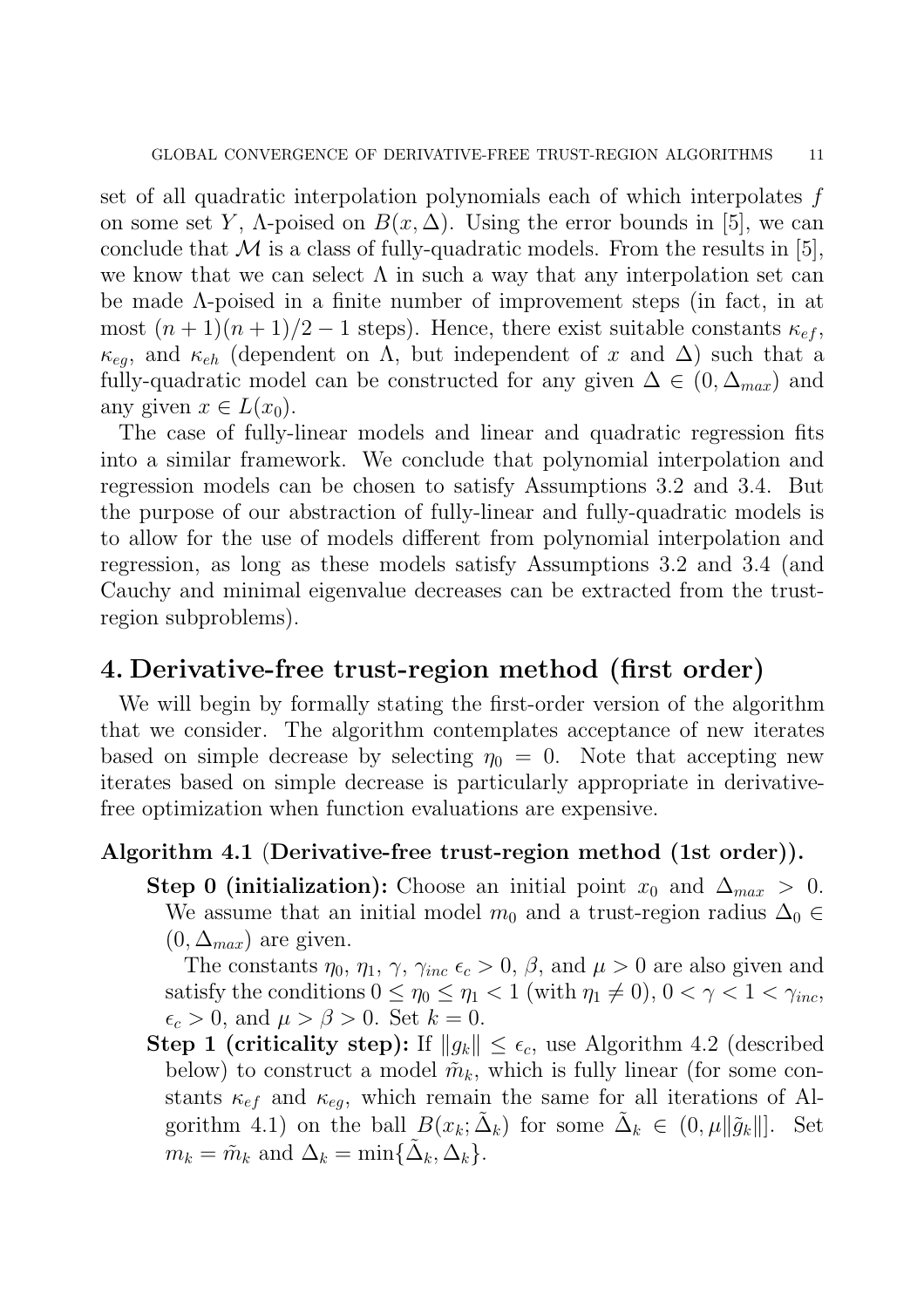set of all quadratic interpolation polynomials each of which interpolates $f$ on some set $Y$, $\Lambda$-poised on $B(x, \Delta)$. Using the error bounds in [5], we can conclude that $\mathcal{M}$ is a class of fully-quadratic models. From the results in [5], we know that we can select $\Lambda$ in such a way that any interpolation set can be made $\Lambda$-poised in a finite number of improvement steps (in fact, in at most $(n+1)(n+1)/2 - 1$ steps). Hence, there exist suitable constants $\kappa_{ef}$, $\kappa_{eg}$, and $\kappa_{eh}$ (dependent on $\Lambda$, but independent of $x$ and $\Delta$) such that a fully-quadratic model can be constructed for any given $\Delta \in (0, \Delta_{max})$ and any given $x \in L(x_0)$.

The case of fully-linear models and linear and quadratic regression fits into a similar framework. We conclude that polynomial interpolation and regression models can be chosen to satisfy Assumptions 3.2 and 3.4. But the purpose of our abstraction of fully-linear and fully-quadratic models is to allow for the use of models different from polynomial interpolation and regression, as long as these models satisfy Assumptions 3.2 and 3.4 (and Cauchy and minimal eigenvalue decreases can be extracted from the trust-region subproblems).

## 4. Derivative-free trust-region method (first order)

We will begin by formally stating the first-order version of the algorithm that we consider. The algorithm contemplates acceptance of new iterates based on simple decrease by selecting $\eta_0 = 0$. Note that accepting new iterates based on simple decrease is particularly appropriate in derivative-free optimization when function evaluations are expensive.

**Algorithm 4.1 (Derivative-free trust-region method (1st order)).**

**Step 0 (initialization):** Choose an initial point $x_0$ and $\Delta_{max} > 0$. We assume that an initial model $m_0$ and a trust-region radius $\Delta_0 \in (0, \Delta_{max})$ are given.

The constants $\eta_0$, $\eta_1$, $\gamma$, $\gamma_{inc}$ $\epsilon_c > 0$, $\beta$, and $\mu > 0$ are also given and satisfy the conditions $0 \leq \eta_0 \leq \eta_1 < 1$ (with $\eta_1 \neq 0$), $0 < \gamma < 1 < \gamma_{inc}$, $\epsilon_c > 0$, and $\mu > \beta > 0$. Set $k = 0$.

**Step 1 (criticality step):** If $\|g_k\| \leq \epsilon_c$, use Algorithm 4.2 (described below) to construct a model $\tilde{m}_k$, which is fully linear (for some constants $\kappa_{ef}$ and $\kappa_{eg}$, which remain the same for all iterations of Algorithm 4.1) on the ball $B(x_k; \tilde{\Delta}_k)$ for some $\tilde{\Delta}_k \in (0, \mu\|\tilde{g}_k\|]$. Set $m_k = \tilde{m}_k$ and $\Delta_k = \min\{\tilde{\Delta}_k, \Delta_k\}$.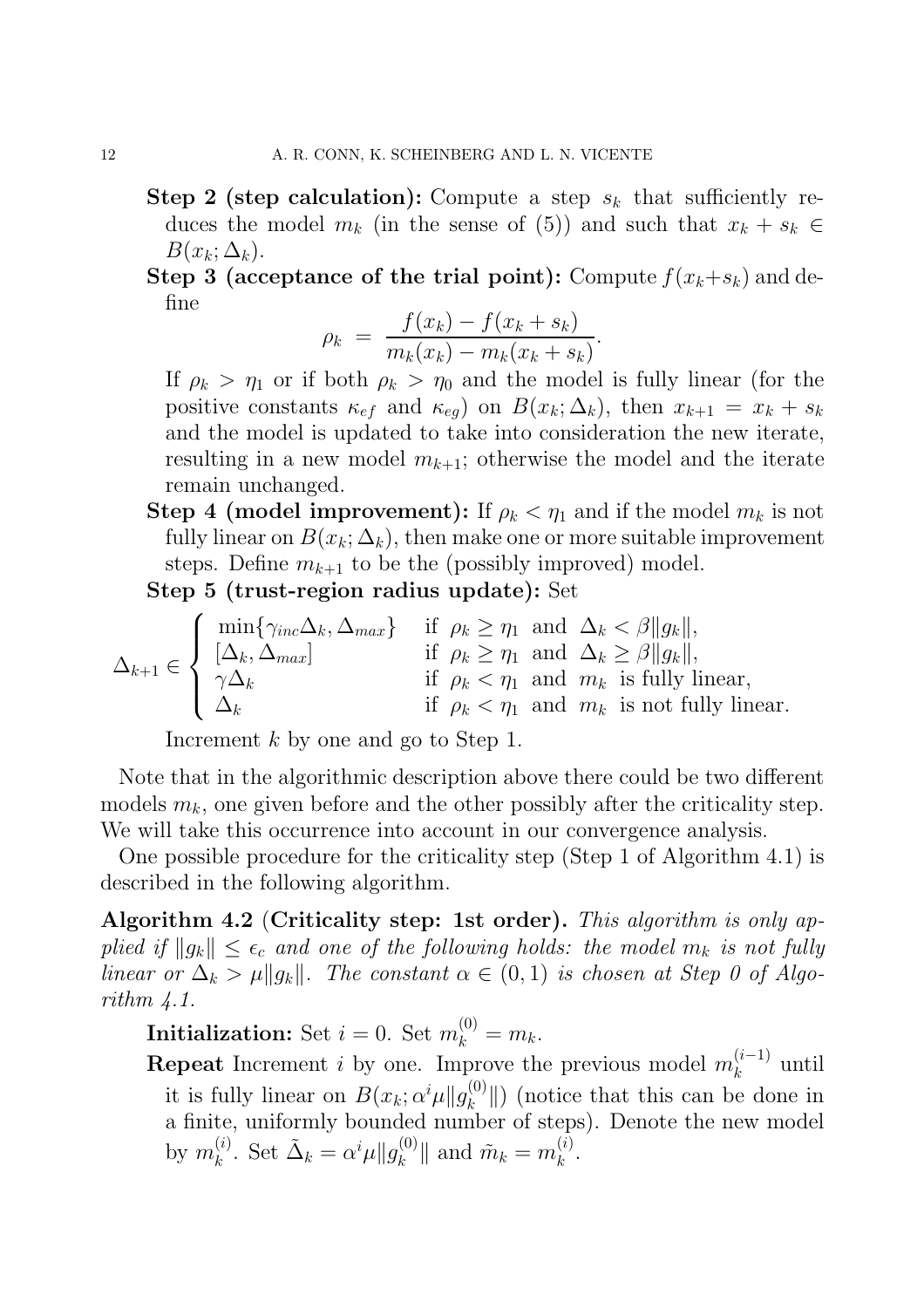**Step 2 (step calculation):** Compute a step $s_k$ that sufficiently reduces the model $m_k$ (in the sense of (5)) and such that $x_k + s_k \in B(x_k; \Delta_k)$.

**Step 3 (acceptance of the trial point):** Compute $f(x_k+s_k)$ and define

$$\rho_k \;=\; \frac{f(x_k) - f(x_k + s_k)}{m_k(x_k) - m_k(x_k + s_k)}.$$

If $\rho_k > \eta_1$ or if both $\rho_k > \eta_0$ and the model is fully linear (for the positive constants $\kappa_{ef}$ and $\kappa_{eg}$) on $B(x_k; \Delta_k)$, then $x_{k+1} = x_k + s_k$ and the model is updated to take into consideration the new iterate, resulting in a new model $m_{k+1}$; otherwise the model and the iterate remain unchanged.

**Step 4 (model improvement):** If $\rho_k < \eta_1$ and if the model $m_k$ is not fully linear on $B(x_k; \Delta_k)$, then make one or more suitable improvement steps. Define $m_{k+1}$ to be the (possibly improved) model.

**Step 5 (trust-region radius update):** Set

$$\Delta_{k+1} \in \begin{cases} \min\{\gamma_{inc}\Delta_k, \Delta_{max}\} & \text{if } \rho_k \geq \eta_1 \text{ and } \Delta_k < \beta\|g_k\|, \\ [\Delta_k, \Delta_{max}] & \text{if } \rho_k \geq \eta_1 \text{ and } \Delta_k \geq \beta\|g_k\|, \\ \gamma\Delta_k & \text{if } \rho_k < \eta_1 \text{ and } m_k \text{ is fully linear}, \\ \Delta_k & \text{if } \rho_k < \eta_1 \text{ and } m_k \text{ is not fully linear}. \end{cases}$$

Increment $k$ by one and go to Step 1.

Note that in the algorithmic description above there could be two different models $m_k$, one given before and the other possibly after the criticality step. We will take this occurrence into account in our convergence analysis.

One possible procedure for the criticality step (Step 1 of Algorithm 4.1) is described in the following algorithm.

**Algorithm 4.2 (Criticality step: 1st order).** *This algorithm is only applied if $\|g_k\| \leq \epsilon_c$ and one of the following holds: the model $m_k$ is not fully linear or $\Delta_k > \mu\|g_k\|$. The constant $\alpha \in (0, 1)$ is chosen at Step 0 of Algorithm 4.1.*

**Initialization:** Set $i = 0$. Set $m_k^{(0)} = m_k$.

**Repeat** Increment $i$ by one. Improve the previous model $m_k^{(i-1)}$ until it is fully linear on $B(x_k; \alpha^i\mu\|g_k^{(0)}\|)$ (notice that this can be done in a finite, uniformly bounded number of steps). Denote the new model by $m_k^{(i)}$. Set $\tilde{\Delta}_k = \alpha^i\mu\|g_k^{(0)}\|$ and $\tilde{m}_k = m_k^{(i)}$.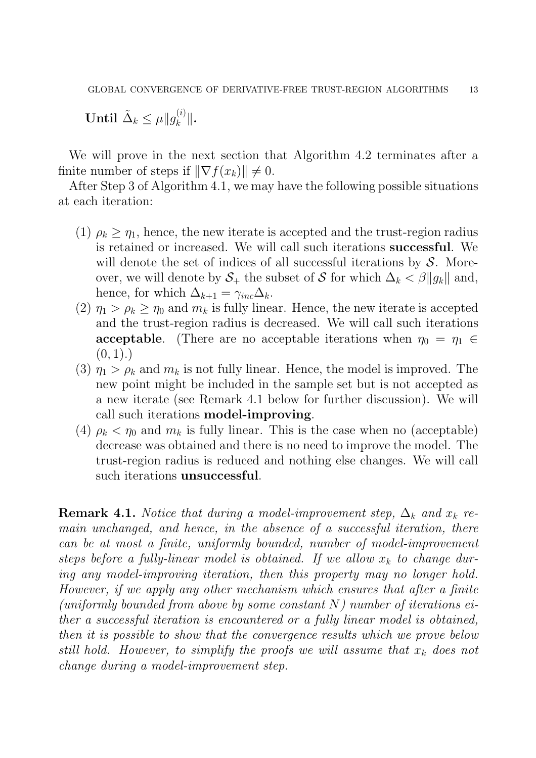**Until** $\tilde{\Delta}_k \leq \mu \|g_k^{(i)}\|$**.**

We will prove in the next section that Algorithm 4.2 terminates after a finite number of steps if $\|\nabla f(x_k)\| \neq 0$.

After Step 3 of Algorithm 4.1, we may have the following possible situations at each iteration:

(1) $\rho_k \geq \eta_1$, hence, the new iterate is accepted and the trust-region radius is retained or increased. We will call such iterations **successful**. We will denote the set of indices of all successful iterations by $\mathcal{S}$. Moreover, we will denote by $\mathcal{S}_+$ the subset of $\mathcal{S}$ for which $\Delta_k < \beta\|g_k\|$ and, hence, for which $\Delta_{k+1} = \gamma_{inc}\Delta_k$.

(2) $\eta_1 > \rho_k \geq \eta_0$ and $m_k$ is fully linear. Hence, the new iterate is accepted and the trust-region radius is decreased. We will call such iterations **acceptable**. (There are no acceptable iterations when $\eta_0 = \eta_1 \in (0, 1)$.)

(3) $\eta_1 > \rho_k$ and $m_k$ is not fully linear. Hence, the model is improved. The new point might be included in the sample set but is not accepted as a new iterate (see Remark 4.1 below for further discussion). We will call such iterations **model-improving**.

(4) $\rho_k < \eta_0$ and $m_k$ is fully linear. This is the case when no (acceptable) decrease was obtained and there is no need to improve the model. The trust-region radius is reduced and nothing else changes. We will call such iterations **unsuccessful**.

**Remark 4.1.** *Notice that during a model-improvement step, $\Delta_k$ and $x_k$ remain unchanged, and hence, in the absence of a successful iteration, there can be at most a finite, uniformly bounded, number of model-improvement steps before a fully-linear model is obtained. If we allow $x_k$ to change during any model-improving iteration, then this property may no longer hold. However, if we apply any other mechanism which ensures that after a finite (uniformly bounded from above by some constant $N$) number of iterations either a successful iteration is encountered or a fully linear model is obtained, then it is possible to show that the convergence results which we prove below still hold. However, to simplify the proofs we will assume that $x_k$ does not change during a model-improvement step.*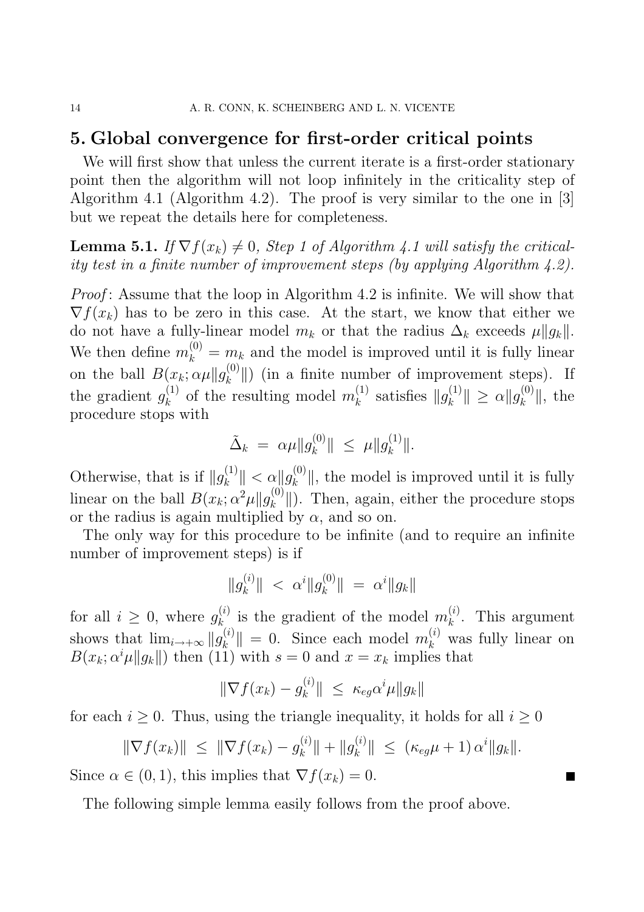## 5. Global convergence for first-order critical points

We will first show that unless the current iterate is a first-order stationary point then the algorithm will not loop infinitely in the criticality step of Algorithm 4.1 (Algorithm 4.2). The proof is very similar to the one in [3] but we repeat the details here for completeness.

**Lemma 5.1.** *If $\nabla f(x_k) \neq 0$, Step 1 of Algorithm 4.1 will satisfy the criticality test in a finite number of improvement steps (by applying Algorithm 4.2).*

*Proof*: Assume that the loop in Algorithm 4.2 is infinite. We will show that $\nabla f(x_k)$ has to be zero in this case. At the start, we know that either we do not have a fully-linear model $m_k$ or that the radius $\Delta_k$ exceeds $\mu \|g_k\|$. We then define $m_k^{(0)} = m_k$ and the model is improved until it is fully linear on the ball $B(x_k; \alpha\mu\|g_k^{(0)}\|)$ (in a finite number of improvement steps). If the gradient $g_k^{(1)}$ of the resulting model $m_k^{(1)}$ satisfies $\|g_k^{(1)}\| \geq \alpha \|g_k^{(0)}\|$, the procedure stops with

$$\tilde{\Delta}_k \;=\; \alpha\mu\|g_k^{(0)}\| \;\leq\; \mu\|g_k^{(1)}\|.$$

Otherwise, that is if $\|g_k^{(1)}\| < \alpha\|g_k^{(0)}\|$, the model is improved until it is fully linear on the ball $B(x_k; \alpha^2\mu\|g_k^{(0)}\|)$. Then, again, either the procedure stops or the radius is again multiplied by $\alpha$, and so on.

The only way for this procedure to be infinite (and to require an infinite number of improvement steps) is if

$$\|g_k^{(i)}\| \;<\; \alpha^i \|g_k^{(0)}\| \;=\; \alpha^i\|g_k\|$$

for all $i \geq 0$, where $g_k^{(i)}$ is the gradient of the model $m_k^{(i)}$. This argument shows that $\lim_{i \to +\infty} \|g_k^{(i)}\| = 0$. Since each model $m_k^{(i)}$ was fully linear on $B(x_k; \alpha^i\mu\|g_k\|)$ then (11) with $s = 0$ and $x = x_k$ implies that

$$\|\nabla f(x_k) - g_k^{(i)}\| \;\leq\; \kappa_{eg}\alpha^i\mu\|g_k\|$$

for each $i \geq 0$. Thus, using the triangle inequality, it holds for all $i \geq 0$

$$\|\nabla f(x_k)\| \;\leq\; \|\nabla f(x_k) - g_k^{(i)}\| + \|g_k^{(i)}\| \;\leq\; (\kappa_{eg}\mu + 1)\,\alpha^i\|g_k\|.$$

Since $\alpha \in (0, 1)$, this implies that $\nabla f(x_k) = 0$. ∎

The following simple lemma easily follows from the proof above.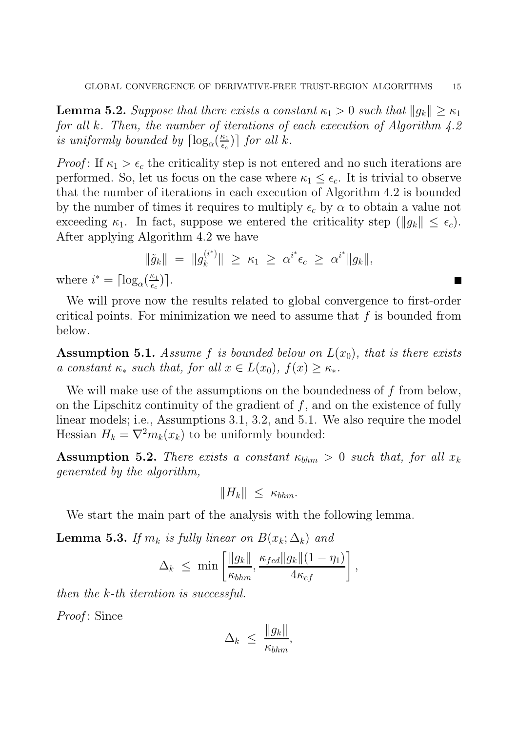**Lemma 5.2.** *Suppose that there exists a constant $\kappa_1 > 0$ such that $\|g_k\| \geq \kappa_1$ for all $k$. Then, the number of iterations of each execution of Algorithm 4.2 is uniformly bounded by $\lceil \log_\alpha(\frac{\kappa_1}{\epsilon_c}) \rceil$ for all $k$.*

*Proof*: If $\kappa_1 > \epsilon_c$ the criticality step is not entered and no such iterations are performed. So, let us focus on the case where $\kappa_1 \leq \epsilon_c$. It is trivial to observe that the number of iterations in each execution of Algorithm 4.2 is bounded by the number of times it requires to multiply $\epsilon_c$ by $\alpha$ to obtain a value not exceeding $\kappa_1$. In fact, suppose we entered the criticality step ($\|g_k\| \leq \epsilon_c$). After applying Algorithm 4.2 we have

$$\|\tilde{g}_k\| \;=\; \|g_k^{(i^*)}\| \;\geq\; \kappa_1 \;\geq\; \alpha^{i^*}\epsilon_c \;\geq\; \alpha^{i^*}\|g_k\|,$$

where $i^* = \lceil \log_\alpha(\frac{\kappa_1}{\epsilon_c}) \rceil$. ■

We will prove now the results related to global convergence to first-order critical points. For minimization we need to assume that $f$ is bounded from below.

**Assumption 5.1.** *Assume $f$ is bounded below on $L(x_0)$, that is there exists a constant $\kappa_*$ such that, for all $x \in L(x_0)$, $f(x) \geq \kappa_*$.*

We will make use of the assumptions on the boundedness of $f$ from below, on the Lipschitz continuity of the gradient of $f$, and on the existence of fully linear models; i.e., Assumptions 3.1, 3.2, and 5.1. We also require the model Hessian $H_k = \nabla^2 m_k(x_k)$ to be uniformly bounded:

**Assumption 5.2.** *There exists a constant $\kappa_{bhm} > 0$ such that, for all $x_k$ generated by the algorithm,*

$$\|H_k\| \;\leq\; \kappa_{bhm}.$$

We start the main part of the analysis with the following lemma.

**Lemma 5.3.** *If $m_k$ is fully linear on $B(x_k; \Delta_k)$ and*

$$\Delta_k \;\leq\; \min\left[\frac{\|g_k\|}{\kappa_{bhm}}, \frac{\kappa_{fcd}\|g_k\|(1-\eta_1)}{4\kappa_{ef}}\right],$$

*then the $k$-th iteration is successful.*

*Proof*: Since

$$\Delta_k \;\leq\; \frac{\|g_k\|}{\kappa_{bhm}},$$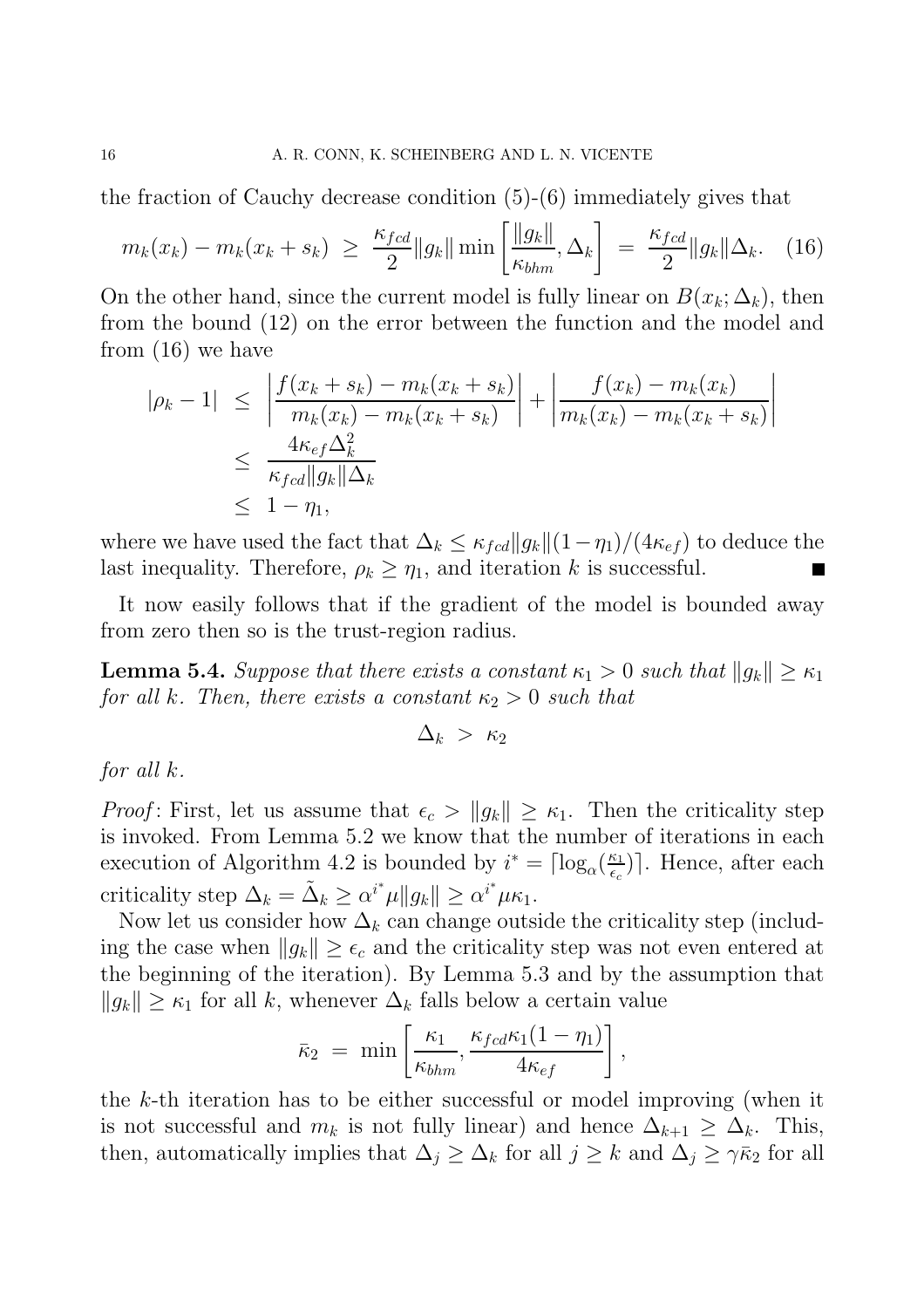the fraction of Cauchy decrease condition (5)-(6) immediately gives that

$$m_k(x_k) - m_k(x_k + s_k) \;\geq\; \frac{\kappa_{fcd}}{2} \|g_k\| \min \left[ \frac{\|g_k\|}{\kappa_{bhm}}, \Delta_k \right] \;=\; \frac{\kappa_{fcd}}{2} \|g_k\| \Delta_k. \quad (16)$$

On the other hand, since the current model is fully linear on $B(x_k; \Delta_k)$, then from the bound (12) on the error between the function and the model and from (16) we have

$$\begin{aligned}
|\rho_k - 1| \;&\leq\; \left| \frac{f(x_k + s_k) - m_k(x_k + s_k)}{m_k(x_k) - m_k(x_k + s_k)} \right| + \left| \frac{f(x_k) - m_k(x_k)}{m_k(x_k) - m_k(x_k + s_k)} \right| \\
&\leq\; \frac{4 \kappa_{ef} \Delta_k^2}{\kappa_{fcd} \|g_k\| \Delta_k} \\
&\leq\; 1 - \eta_1,
\end{aligned}$$

where we have used the fact that $\Delta_k \leq \kappa_{fcd} \|g_k\| (1 - \eta_1)/(4 \kappa_{ef})$ to deduce the last inequality. Therefore, $\rho_k \geq \eta_1$, and iteration $k$ is successful. ■

It now easily follows that if the gradient of the model is bounded away from zero then so is the trust-region radius.

**Lemma 5.4.** *Suppose that there exists a constant $\kappa_1 > 0$ such that $\|g_k\| \geq \kappa_1$ for all $k$. Then, there exists a constant $\kappa_2 > 0$ such that*

$$\Delta_k \;>\; \kappa_2$$

*for all $k$.*

*Proof*: First, let us assume that $\epsilon_c > \|g_k\| \geq \kappa_1$. Then the criticality step is invoked. From Lemma 5.2 we know that the number of iterations in each execution of Algorithm 4.2 is bounded by $i^* = \lceil \log_\alpha(\frac{\kappa_1}{\epsilon_c}) \rceil$. Hence, after each criticality step $\Delta_k = \tilde{\Delta}_k \geq \alpha^{i^*} \mu \|g_k\| \geq \alpha^{i^*} \mu \kappa_1$.

Now let us consider how $\Delta_k$ can change outside the criticality step (including the case when $\|g_k\| \geq \epsilon_c$ and the criticality step was not even entered at the beginning of the iteration). By Lemma 5.3 and by the assumption that $\|g_k\| \geq \kappa_1$ for all $k$, whenever $\Delta_k$ falls below a certain value

$$\bar{\kappa}_2 \;=\; \min \left[ \frac{\kappa_1}{\kappa_{bhm}}, \frac{\kappa_{fcd} \kappa_1 (1 - \eta_1)}{4 \kappa_{ef}} \right],$$

the $k$-th iteration has to be either successful or model improving (when it is not successful and $m_k$ is not fully linear) and hence $\Delta_{k+1} \geq \Delta_k$. This, then, automatically implies that $\Delta_j \geq \Delta_k$ for all $j \geq k$ and $\Delta_j \geq \gamma \bar{\kappa}_2$ for all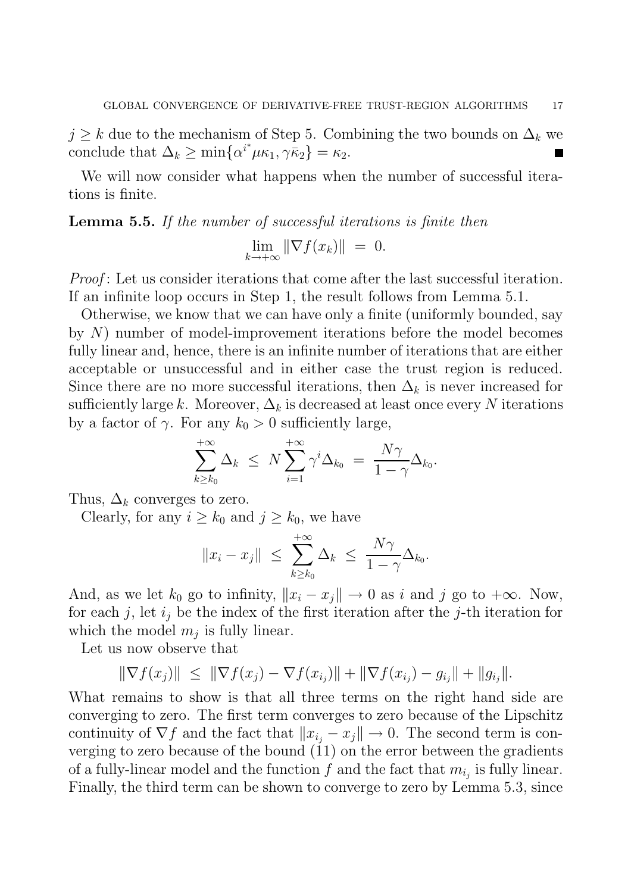$j \geq k$ due to the mechanism of Step 5. Combining the two bounds on $\Delta_k$ we conclude that $\Delta_k \geq \min\{\alpha^{i^*}\mu\kappa_1, \gamma\bar{\kappa}_2\} = \kappa_2$. ∎

We will now consider what happens when the number of successful iterations is finite.

**Lemma 5.5.** *If the number of successful iterations is finite then*

$$\lim_{k \to +\infty} \|\nabla f(x_k)\| \;=\; 0.$$

*Proof*: Let us consider iterations that come after the last successful iteration. If an infinite loop occurs in Step 1, the result follows from Lemma 5.1.

Otherwise, we know that we can have only a finite (uniformly bounded, say by $N$) number of model-improvement iterations before the model becomes fully linear and, hence, there is an infinite number of iterations that are either acceptable or unsuccessful and in either case the trust region is reduced. Since there are no more successful iterations, then $\Delta_k$ is never increased for sufficiently large $k$. Moreover, $\Delta_k$ is decreased at least once every $N$ iterations by a factor of $\gamma$. For any $k_0 > 0$ sufficiently large,

$$\sum_{k \geq k_0}^{+\infty} \Delta_k \;\leq\; N \sum_{i=1}^{+\infty} \gamma^i \Delta_{k_0} \;=\; \frac{N\gamma}{1-\gamma} \Delta_{k_0}.$$

Thus, $\Delta_k$ converges to zero.

Clearly, for any $i \geq k_0$ and $j \geq k_0$, we have

$$\|x_i - x_j\| \;\leq\; \sum_{k \geq k_0}^{+\infty} \Delta_k \;\leq\; \frac{N\gamma}{1-\gamma} \Delta_{k_0}.$$

And, as we let $k_0$ go to infinity, $\|x_i - x_j\| \to 0$ as $i$ and $j$ go to $+\infty$. Now, for each $j$, let $i_j$ be the index of the first iteration after the $j$-th iteration for which the model $m_j$ is fully linear.

Let us now observe that

$$\|\nabla f(x_j)\| \;\leq\; \|\nabla f(x_j) - \nabla f(x_{i_j})\| + \|\nabla f(x_{i_j}) - g_{i_j}\| + \|g_{i_j}\|.$$

What remains to show is that all three terms on the right hand side are converging to zero. The first term converges to zero because of the Lipschitz continuity of $\nabla f$ and the fact that $\|x_{i_j} - x_j\| \to 0$. The second term is converging to zero because of the bound (11) on the error between the gradients of a fully-linear model and the function $f$ and the fact that $m_{i_j}$ is fully linear. Finally, the third term can be shown to converge to zero by Lemma 5.3, since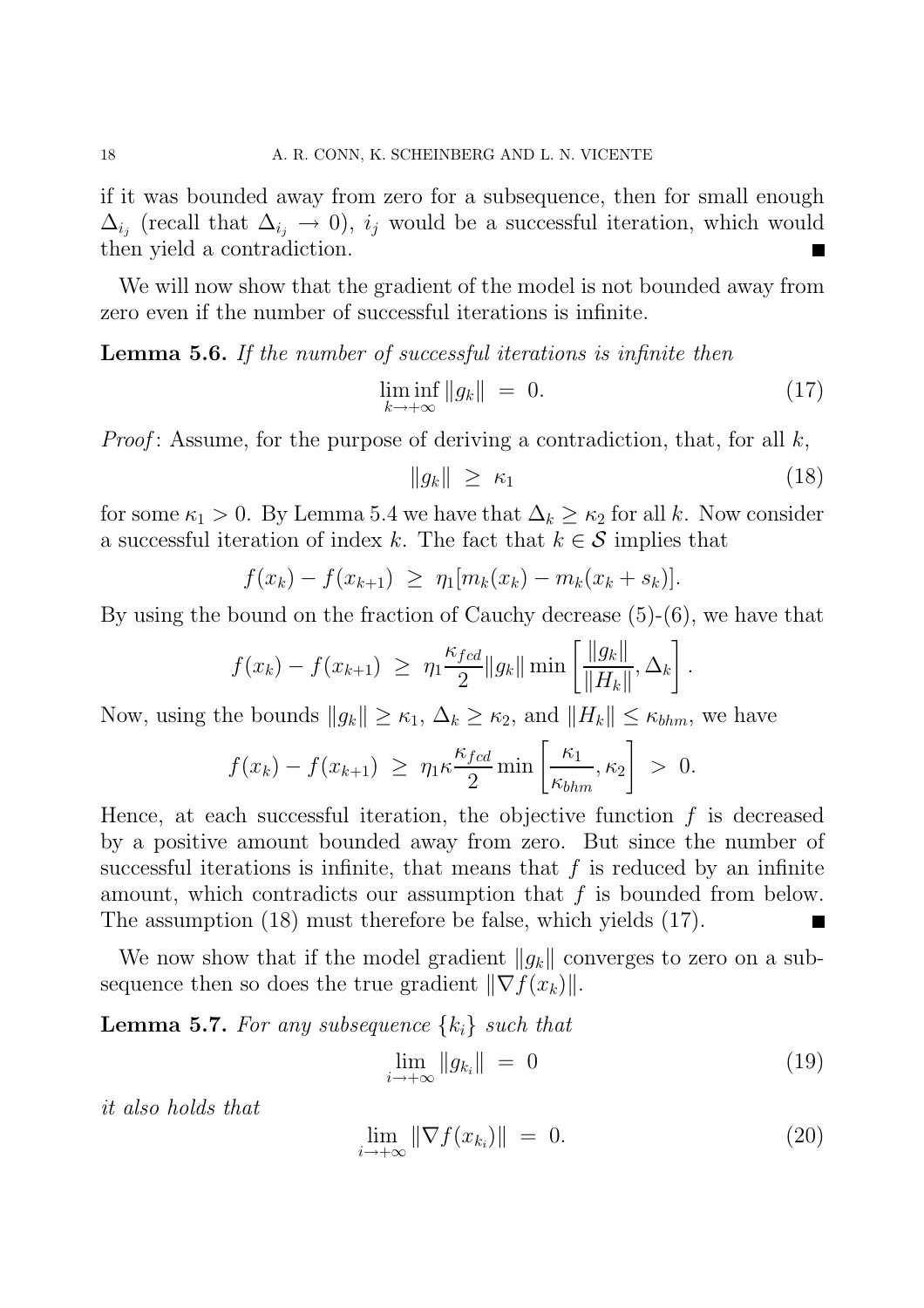if it was bounded away from zero for a subsequence, then for small enough $\Delta_{i_j}$ (recall that $\Delta_{i_j} \to 0$), $i_j$ would be a successful iteration, which would then yield a contradiction. ∎

We will now show that the gradient of the model is not bounded away from zero even if the number of successful iterations is infinite.

**Lemma 5.6.** *If the number of successful iterations is infinite then*

$$\liminf_{k \to +\infty} \|g_k\| \;=\; 0. \tag{17}$$

*Proof*: Assume, for the purpose of deriving a contradiction, that, for all $k$,

$$\|g_k\| \;\geq\; \kappa_1 \tag{18}$$

for some $\kappa_1 > 0$. By Lemma 5.4 we have that $\Delta_k \geq \kappa_2$ for all $k$. Now consider a successful iteration of index $k$. The fact that $k \in \mathcal{S}$ implies that

$$f(x_k) - f(x_{k+1}) \;\geq\; \eta_1 [m_k(x_k) - m_k(x_k + s_k)].$$

By using the bound on the fraction of Cauchy decrease (5)-(6), we have that

$$f(x_k) - f(x_{k+1}) \;\geq\; \eta_1 \frac{\kappa_{fcd}}{2} \|g_k\| \min\left[\frac{\|g_k\|}{\|H_k\|}, \Delta_k\right].$$

Now, using the bounds $\|g_k\| \geq \kappa_1$, $\Delta_k \geq \kappa_2$, and $\|H_k\| \leq \kappa_{bhm}$, we have

$$f(x_k) - f(x_{k+1}) \;\geq\; \eta_1 \kappa \frac{\kappa_{fcd}}{2} \min\left[\frac{\kappa_1}{\kappa_{bhm}}, \kappa_2\right] \;>\; 0.$$

Hence, at each successful iteration, the objective function $f$ is decreased by a positive amount bounded away from zero. But since the number of successful iterations is infinite, that means that $f$ is reduced by an infinite amount, which contradicts our assumption that $f$ is bounded from below. The assumption (18) must therefore be false, which yields (17). ∎

We now show that if the model gradient $\|g_k\|$ converges to zero on a subsequence then so does the true gradient $\|\nabla f(x_k)\|$.

**Lemma 5.7.** *For any subsequence $\{k_i\}$ such that*

$$\lim_{i \to +\infty} \|g_{k_i}\| \;=\; 0 \tag{19}$$

*it also holds that*

$$\lim_{i \to +\infty} \|\nabla f(x_{k_i})\| \;=\; 0. \tag{20}$$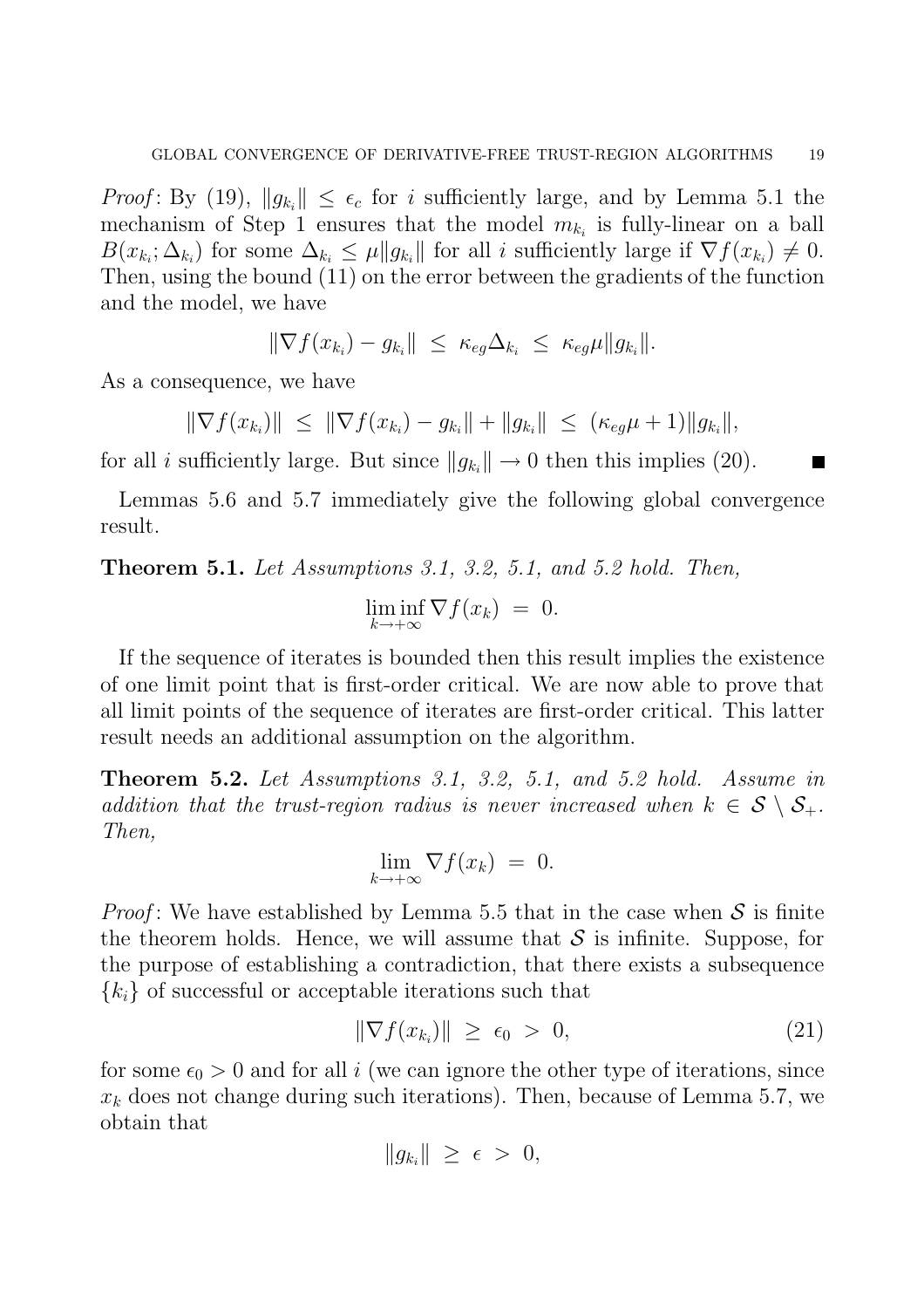*Proof*: By (19), $\|g_{k_i}\| \leq \epsilon_c$ for $i$ sufficiently large, and by Lemma 5.1 the mechanism of Step 1 ensures that the model $m_{k_i}$ is fully-linear on a ball $B(x_{k_i}; \Delta_{k_i})$ for some $\Delta_{k_i} \leq \mu \|g_{k_i}\|$ for all $i$ sufficiently large if $\nabla f(x_{k_i}) \neq 0$. Then, using the bound (11) on the error between the gradients of the function and the model, we have

$$\|\nabla f(x_{k_i}) - g_{k_i}\| \;\leq\; \kappa_{eg} \Delta_{k_i} \;\leq\; \kappa_{eg} \mu \|g_{k_i}\|.$$

As a consequence, we have

$$\|\nabla f(x_{k_i})\| \;\leq\; \|\nabla f(x_{k_i}) - g_{k_i}\| + \|g_{k_i}\| \;\leq\; (\kappa_{eg}\mu + 1)\|g_{k_i}\|,$$

for all $i$ sufficiently large. But since $\|g_{k_i}\| \to 0$ then this implies (20). ∎

Lemmas 5.6 and 5.7 immediately give the following global convergence result.

**Theorem 5.1.** *Let Assumptions 3.1, 3.2, 5.1, and 5.2 hold. Then,*

$$\liminf_{k \to +\infty} \nabla f(x_k) \;=\; 0.$$

If the sequence of iterates is bounded then this result implies the existence of one limit point that is first-order critical. We are now able to prove that all limit points of the sequence of iterates are first-order critical. This latter result needs an additional assumption on the algorithm.

**Theorem 5.2.** *Let Assumptions 3.1, 3.2, 5.1, and 5.2 hold. Assume in addition that the trust-region radius is never increased when $k \in \mathcal{S} \setminus \mathcal{S}_+$. Then,*

$$\lim_{k \to +\infty} \nabla f(x_k) \;=\; 0.$$

*Proof*: We have established by Lemma 5.5 that in the case when $\mathcal{S}$ is finite the theorem holds. Hence, we will assume that $\mathcal{S}$ is infinite. Suppose, for the purpose of establishing a contradiction, that there exists a subsequence $\{k_i\}$ of successful or acceptable iterations such that

$$\|\nabla f(x_{k_i})\| \;\geq\; \epsilon_0 \;>\; 0, \tag{21}$$

for some $\epsilon_0 > 0$ and for all $i$ (we can ignore the other type of iterations, since $x_k$ does not change during such iterations). Then, because of Lemma 5.7, we obtain that

$$\|g_{k_i}\| \;\geq\; \epsilon \;>\; 0,$$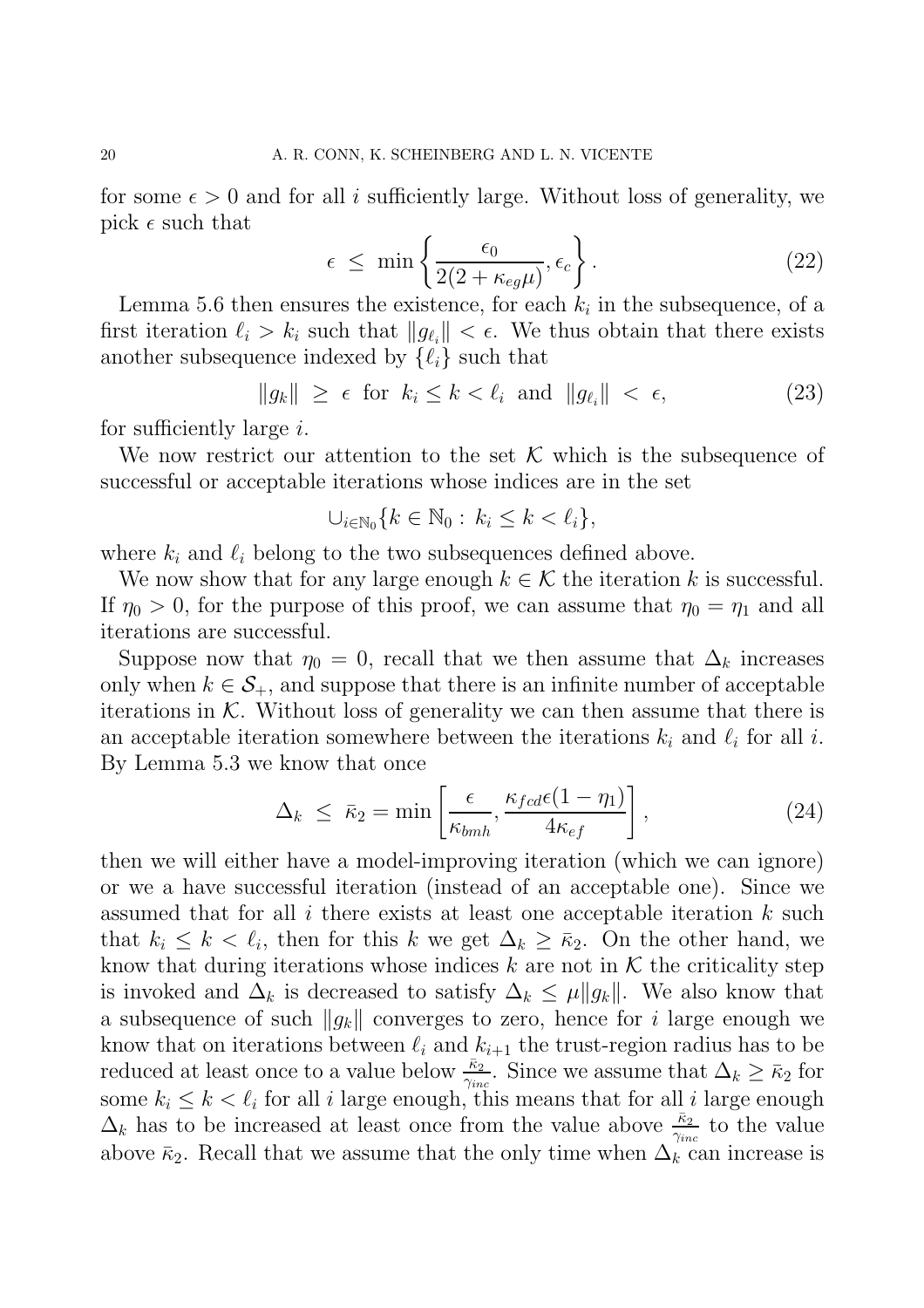for some $\epsilon > 0$ and for all $i$ sufficiently large. Without loss of generality, we pick $\epsilon$ such that

$$\epsilon \;\leq\; \min\left\{\frac{\epsilon_0}{2(2+\kappa_{eg}\mu)}, \epsilon_c\right\}. \tag{22}$$

Lemma 5.6 then ensures the existence, for each $k_i$ in the subsequence, of a first iteration $\ell_i > k_i$ such that $\|g_{\ell_i}\| < \epsilon$. We thus obtain that there exists another subsequence indexed by $\{\ell_i\}$ such that

$$\|g_k\| \;\geq\; \epsilon \;\text{ for }\; k_i \leq k < \ell_i \;\text{ and }\; \|g_{\ell_i}\| \;<\; \epsilon, \tag{23}$$

for sufficiently large $i$.

We now restrict our attention to the set $\mathcal{K}$ which is the subsequence of successful or acceptable iterations whose indices are in the set

$$\cup_{i\in\mathbb{N}_0}\{k \in \mathbb{N}_0 :\, k_i \leq k < \ell_i\},$$

where $k_i$ and $\ell_i$ belong to the two subsequences defined above.

We now show that for any large enough $k \in \mathcal{K}$ the iteration $k$ is successful. If $\eta_0 > 0$, for the purpose of this proof, we can assume that $\eta_0 = \eta_1$ and all iterations are successful.

Suppose now that $\eta_0 = 0$, recall that we then assume that $\Delta_k$ increases only when $k \in \mathcal{S}_+$, and suppose that there is an infinite number of acceptable iterations in $\mathcal{K}$. Without loss of generality we can then assume that there is an acceptable iteration somewhere between the iterations $k_i$ and $\ell_i$ for all $i$. By Lemma 5.3 we know that once

$$\Delta_k \;\leq\; \bar{\kappa}_2 = \min\left[\frac{\epsilon}{\kappa_{bmh}}, \frac{\kappa_{fcd}\epsilon(1-\eta_1)}{4\kappa_{ef}}\right], \tag{24}$$

then we will either have a model-improving iteration (which we can ignore) or we a have successful iteration (instead of an acceptable one). Since we assumed that for all $i$ there exists at least one acceptable iteration $k$ such that $k_i \leq k < \ell_i$, then for this $k$ we get $\Delta_k \geq \bar{\kappa}_2$. On the other hand, we know that during iterations whose indices $k$ are not in $\mathcal{K}$ the criticality step is invoked and $\Delta_k$ is decreased to satisfy $\Delta_k \leq \mu\|g_k\|$. We also know that a subsequence of such $\|g_k\|$ converges to zero, hence for $i$ large enough we know that on iterations between $\ell_i$ and $k_{i+1}$ the trust-region radius has to be reduced at least once to a value below $\frac{\bar{\kappa}_2}{\gamma_{inc}}$. Since we assume that $\Delta_k \geq \bar{\kappa}_2$ for some $k_i \leq k < \ell_i$ for all $i$ large enough, this means that for all $i$ large enough $\Delta_k$ has to be increased at least once from the value above $\frac{\bar{\kappa}_2}{\gamma_{inc}}$ to the value above $\bar{\kappa}_2$. Recall that we assume that the only time when $\Delta_k$ can increase is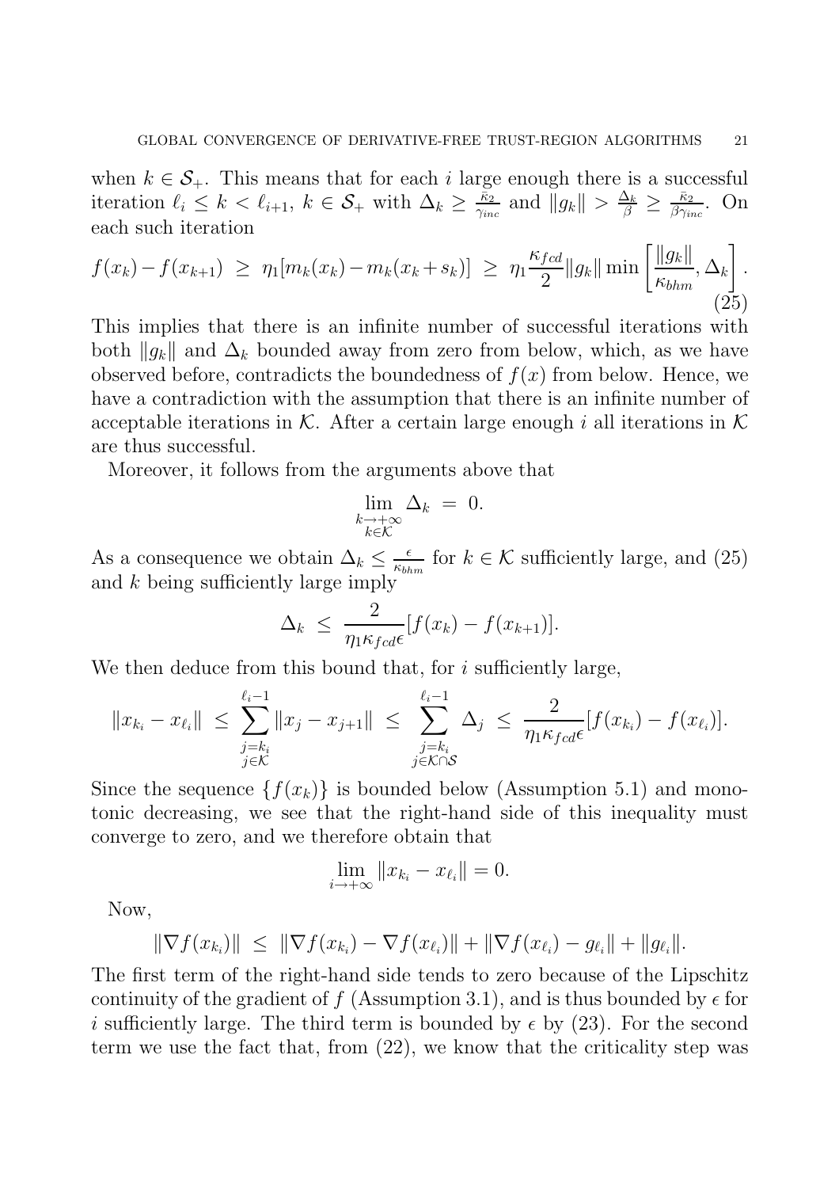when $k \in \mathcal{S}_+$. This means that for each $i$ large enough there is a successful iteration $\ell_i \leq k < \ell_{i+1}$, $k \in \mathcal{S}_+$ with $\Delta_k \geq \frac{\bar{\kappa}_2}{\gamma_{inc}}$ and $\|g_k\| > \frac{\Delta_k}{\beta} \geq \frac{\bar{\kappa}_2}{\beta \gamma_{inc}}$. On each such iteration

$$f(x_k) - f(x_{k+1}) \;\geq\; \eta_1 [m_k(x_k) - m_k(x_k + s_k)] \;\geq\; \eta_1 \frac{\kappa_{fcd}}{2} \|g_k\| \min\left[\frac{\|g_k\|}{\kappa_{bhm}}, \Delta_k\right]. \tag{25}$$

This implies that there is an infinite number of successful iterations with both $\|g_k\|$ and $\Delta_k$ bounded away from zero from below, which, as we have observed before, contradicts the boundedness of $f(x)$ from below. Hence, we have a contradiction with the assumption that there is an infinite number of acceptable iterations in $\mathcal{K}$. After a certain large enough $i$ all iterations in $\mathcal{K}$ are thus successful.

Moreover, it follows from the arguments above that

$$\lim_{\substack{k \to +\infty \\ k \in \mathcal{K}}} \Delta_k \;=\; 0.$$

As a consequence we obtain $\Delta_k \leq \frac{\epsilon}{\kappa_{bhm}}$ for $k \in \mathcal{K}$ sufficiently large, and (25) and $k$ being sufficiently large imply

$$\Delta_k \;\leq\; \frac{2}{\eta_1 \kappa_{fcd} \epsilon}[f(x_k) - f(x_{k+1})].$$

We then deduce from this bound that, for $i$ sufficiently large,

$$\|x_{k_i} - x_{\ell_i}\| \;\leq\; \sum_{\substack{j=k_i \\ j \in \mathcal{K}}}^{\ell_i - 1} \|x_j - x_{j+1}\| \;\leq\; \sum_{\substack{j=k_i \\ j \in \mathcal{K} \cap \mathcal{S}}}^{\ell_i - 1} \Delta_j \;\leq\; \frac{2}{\eta_1 \kappa_{fcd} \epsilon}[f(x_{k_i}) - f(x_{\ell_i})].$$

Since the sequence $\{f(x_k)\}$ is bounded below (Assumption 5.1) and monotonic decreasing, we see that the right-hand side of this inequality must converge to zero, and we therefore obtain that

$$\lim_{i \to +\infty} \|x_{k_i} - x_{\ell_i}\| = 0.$$

Now,

$$\|\nabla f(x_{k_i})\| \;\leq\; \|\nabla f(x_{k_i}) - \nabla f(x_{\ell_i})\| + \|\nabla f(x_{\ell_i}) - g_{\ell_i}\| + \|g_{\ell_i}\|.$$

The first term of the right-hand side tends to zero because of the Lipschitz continuity of the gradient of $f$ (Assumption 3.1), and is thus bounded by $\epsilon$ for $i$ sufficiently large. The third term is bounded by $\epsilon$ by (23). For the second term we use the fact that, from (22), we know that the criticality step was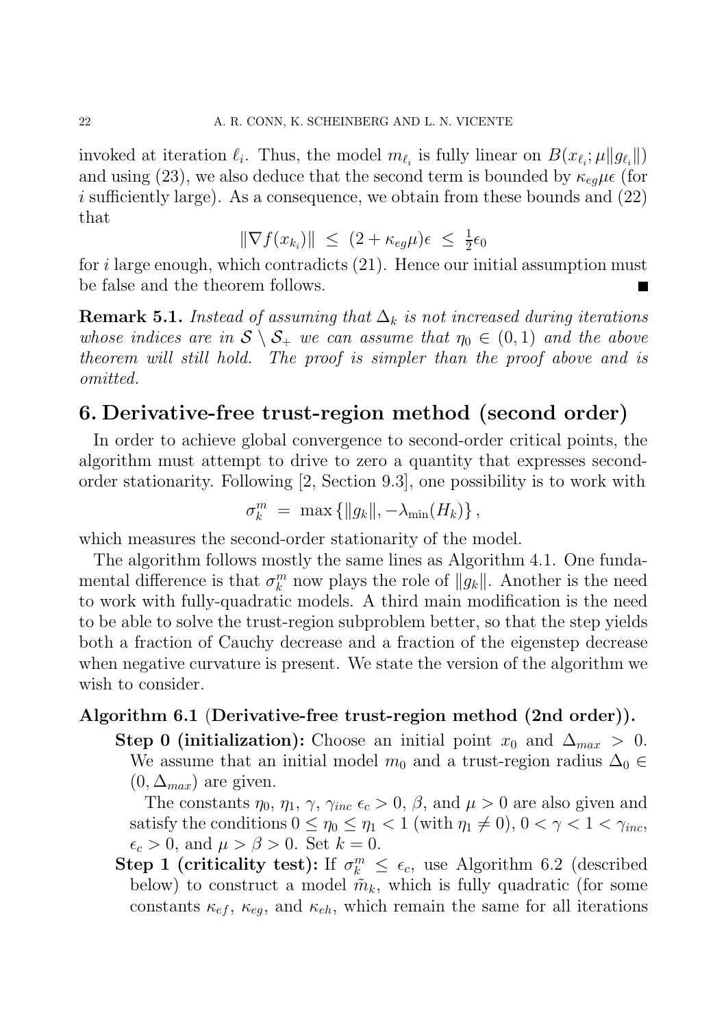invoked at iteration $\ell_i$. Thus, the model $m_{\ell_i}$ is fully linear on $B(x_{\ell_i}; \mu\|g_{\ell_i}\|)$ and using (23), we also deduce that the second term is bounded by $\kappa_{eg}\mu\epsilon$ (for $i$ sufficiently large). As a consequence, we obtain from these bounds and (22) that

$$\|\nabla f(x_{k_i})\| \;\leq\; (2+\kappa_{eg}\mu)\epsilon \;\leq\; \tfrac{1}{2}\epsilon_0$$

for $i$ large enough, which contradicts (21). Hence our initial assumption must be false and the theorem follows. ∎

**Remark 5.1.** *Instead of assuming that $\Delta_k$ is not increased during iterations whose indices are in $\mathcal{S} \setminus \mathcal{S}_+$ we can assume that $\eta_0 \in (0,1)$ and the above theorem will still hold. The proof is simpler than the proof above and is omitted.*

## 6. Derivative-free trust-region method (second order)

In order to achieve global convergence to second-order critical points, the algorithm must attempt to drive to zero a quantity that expresses second-order stationarity. Following [2, Section 9.3], one possibility is to work with

$$\sigma_k^m \;=\; \max\left\{\|g_k\|, -\lambda_{\min}(H_k)\right\},$$

which measures the second-order stationarity of the model.

The algorithm follows mostly the same lines as Algorithm 4.1. One fundamental difference is that $\sigma_k^m$ now plays the role of $\|g_k\|$. Another is the need to work with fully-quadratic models. A third main modification is the need to be able to solve the trust-region subproblem better, so that the step yields both a fraction of Cauchy decrease and a fraction of the eigenstep decrease when negative curvature is present. We state the version of the algorithm we wish to consider.

**Algorithm 6.1** (**Derivative-free trust-region method (2nd order)**).

**Step 0 (initialization):** Choose an initial point $x_0$ and $\Delta_{max} > 0$. We assume that an initial model $m_0$ and a trust-region radius $\Delta_0 \in (0, \Delta_{max})$ are given.

The constants $\eta_0$, $\eta_1$, $\gamma$, $\gamma_{inc}$ $\epsilon_c > 0$, $\beta$, and $\mu > 0$ are also given and satisfy the conditions $0 \leq \eta_0 \leq \eta_1 < 1$ (with $\eta_1 \neq 0$), $0 < \gamma < 1 < \gamma_{inc}$, $\epsilon_c > 0$, and $\mu > \beta > 0$. Set $k = 0$.

**Step 1 (criticality test):** If $\sigma_k^m \leq \epsilon_c$, use Algorithm 6.2 (described below) to construct a model $\tilde{m}_k$, which is fully quadratic (for some constants $\kappa_{ef}$, $\kappa_{eg}$, and $\kappa_{eh}$, which remain the same for all iterations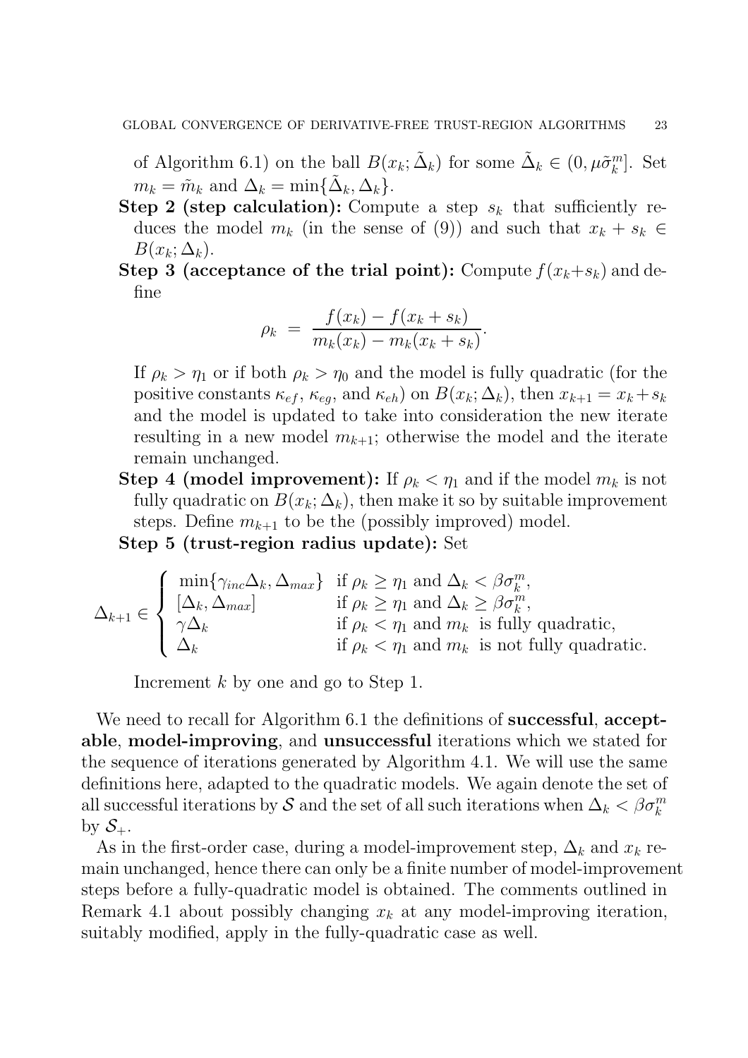of Algorithm 6.1) on the ball $B(x_k; \tilde{\Delta}_k)$ for some $\tilde{\Delta}_k \in (0, \mu\tilde{\sigma}_k^m]$. Set $m_k = \tilde{m}_k$ and $\Delta_k = \min\{\tilde{\Delta}_k, \Delta_k\}$.

**Step 2 (step calculation):** Compute a step $s_k$ that sufficiently reduces the model $m_k$ (in the sense of (9)) and such that $x_k + s_k \in B(x_k; \Delta_k)$.

**Step 3 (acceptance of the trial point):** Compute $f(x_k+s_k)$ and define

$$\rho_k \;=\; \frac{f(x_k) - f(x_k + s_k)}{m_k(x_k) - m_k(x_k + s_k)}.$$

If $\rho_k > \eta_1$ or if both $\rho_k > \eta_0$ and the model is fully quadratic (for the positive constants $\kappa_{ef}$, $\kappa_{eg}$, and $\kappa_{eh}$) on $B(x_k; \Delta_k)$, then $x_{k+1} = x_k + s_k$ and the model is updated to take into consideration the new iterate resulting in a new model $m_{k+1}$; otherwise the model and the iterate remain unchanged.

**Step 4 (model improvement):** If $\rho_k < \eta_1$ and if the model $m_k$ is not fully quadratic on $B(x_k; \Delta_k)$, then make it so by suitable improvement steps. Define $m_{k+1}$ to be the (possibly improved) model.

**Step 5 (trust-region radius update):** Set

$$\Delta_{k+1} \in \begin{cases} \min\{\gamma_{inc}\Delta_k, \Delta_{max}\} & \text{if } \rho_k \geq \eta_1 \text{ and } \Delta_k < \beta\sigma_k^m, \\ [\Delta_k, \Delta_{max}] & \text{if } \rho_k \geq \eta_1 \text{ and } \Delta_k \geq \beta\sigma_k^m, \\ \gamma\Delta_k & \text{if } \rho_k < \eta_1 \text{ and } m_k \text{ is fully quadratic,} \\ \Delta_k & \text{if } \rho_k < \eta_1 \text{ and } m_k \text{ is not fully quadratic.} \end{cases}$$

Increment $k$ by one and go to Step 1.

We need to recall for Algorithm 6.1 the definitions of **successful**, **acceptable**, **model-improving**, and **unsuccessful** iterations which we stated for the sequence of iterations generated by Algorithm 4.1. We will use the same definitions here, adapted to the quadratic models. We again denote the set of all successful iterations by $\mathcal{S}$ and the set of all such iterations when $\Delta_k < \beta\sigma_k^m$ by $\mathcal{S}_+$.

As in the first-order case, during a model-improvement step, $\Delta_k$ and $x_k$ remain unchanged, hence there can only be a finite number of model-improvement steps before a fully-quadratic model is obtained. The comments outlined in Remark 4.1 about possibly changing $x_k$ at any model-improving iteration, suitably modified, apply in the fully-quadratic case as well.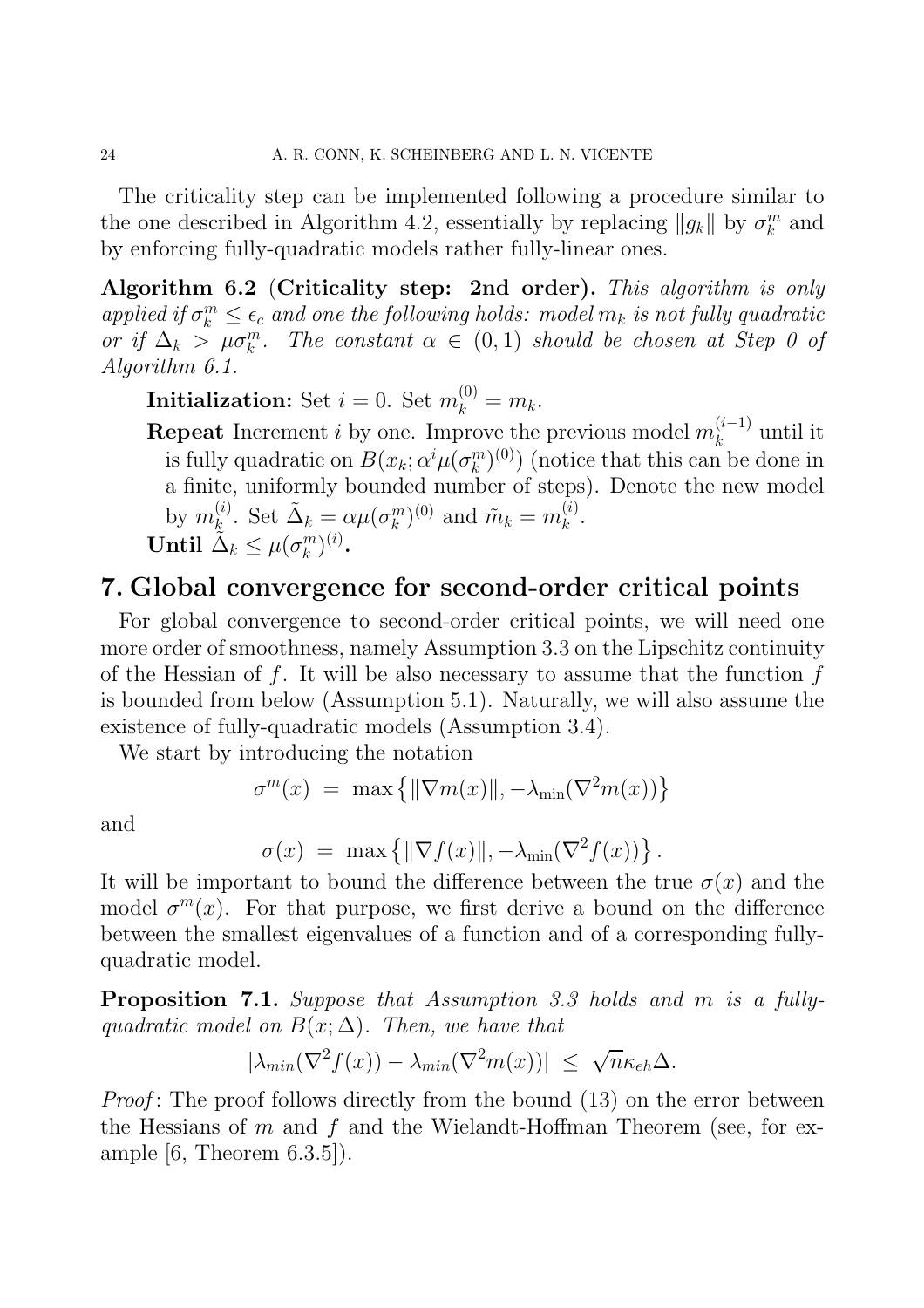The criticality step can be implemented following a procedure similar to the one described in Algorithm 4.2, essentially by replacing $\|g_k\|$ by $\sigma_k^m$ and by enforcing fully-quadratic models rather fully-linear ones.

**Algorithm 6.2 (Criticality step: 2nd order).** *This algorithm is only applied if $\sigma_k^m \leq \epsilon_c$ and one the following holds: model $m_k$ is not fully quadratic or if $\Delta_k > \mu\sigma_k^m$. The constant $\alpha \in (0,1)$ should be chosen at Step 0 of Algorithm 6.1.*

**Initialization:** Set $i = 0$. Set $m_k^{(0)} = m_k$.

**Repeat** Increment $i$ by one. Improve the previous model $m_k^{(i-1)}$ until it is fully quadratic on $B(x_k; \alpha^i \mu(\sigma_k^m)^{(0)})$ (notice that this can be done in a finite, uniformly bounded number of steps). Denote the new model by $m_k^{(i)}$. Set $\tilde{\Delta}_k = \alpha\mu(\sigma_k^m)^{(0)}$ and $\tilde{m}_k = m_k^{(i)}$.

**Until** $\tilde{\Delta}_k \leq \mu(\sigma_k^m)^{(i)}$**.**

## 7. Global convergence for second-order critical points

For global convergence to second-order critical points, we will need one more order of smoothness, namely Assumption 3.3 on the Lipschitz continuity of the Hessian of $f$. It will be also necessary to assume that the function $f$ is bounded from below (Assumption 5.1). Naturally, we will also assume the existence of fully-quadratic models (Assumption 3.4).

We start by introducing the notation

$$\sigma^m(x) \;=\; \max\left\{\|\nabla m(x)\|, -\lambda_{\min}(\nabla^2 m(x))\right\}$$

and

$$\sigma(x) \;=\; \max\left\{\|\nabla f(x)\|, -\lambda_{\min}(\nabla^2 f(x))\right\}.$$

It will be important to bound the difference between the true $\sigma(x)$ and the model $\sigma^m(x)$. For that purpose, we first derive a bound on the difference between the smallest eigenvalues of a function and of a corresponding fully-quadratic model.

**Proposition 7.1.** *Suppose that Assumption 3.3 holds and $m$ is a fully-quadratic model on $B(x;\Delta)$. Then, we have that*

$$|\lambda_{min}(\nabla^2 f(x)) - \lambda_{min}(\nabla^2 m(x))| \;\leq\; \sqrt{n}\kappa_{eh}\Delta.$$

*Proof*: The proof follows directly from the bound (13) on the error between the Hessians of $m$ and $f$ and the Wielandt-Hoffman Theorem (see, for example [6, Theorem 6.3.5]).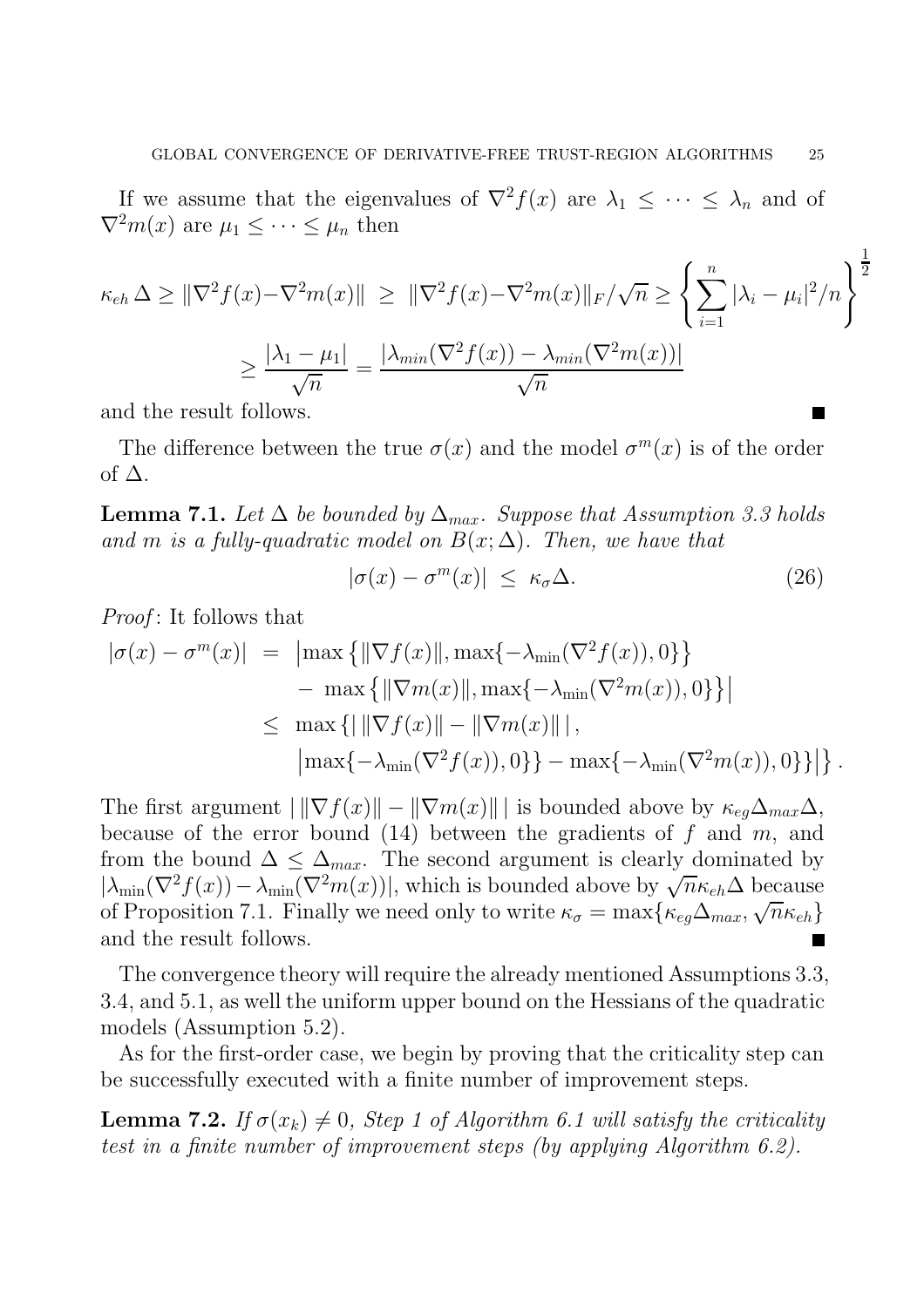If we assume that the eigenvalues of $\nabla^2 f(x)$ are $\lambda_1 \leq \cdots \leq \lambda_n$ and of $\nabla^2 m(x)$ are $\mu_1 \leq \cdots \leq \mu_n$ then

$$
\kappa_{eh}\,\Delta \geq \|\nabla^2 f(x) - \nabla^2 m(x)\| \;\geq\; \|\nabla^2 f(x) - \nabla^2 m(x)\|_F/\sqrt{n} \geq \left\{\sum_{i=1}^{n} |\lambda_i - \mu_i|^2/n\right\}^{\frac{1}{2}}
$$

$$
\geq \frac{|\lambda_1 - \mu_1|}{\sqrt{n}} = \frac{|\lambda_{min}(\nabla^2 f(x)) - \lambda_{min}(\nabla^2 m(x))|}{\sqrt{n}}
$$

and the result follows. ∎

The difference between the true $\sigma(x)$ and the model $\sigma^m(x)$ is of the order of $\Delta$.

**Lemma 7.1.** *Let $\Delta$ be bounded by $\Delta_{max}$. Suppose that Assumption 3.3 holds and $m$ is a fully-quadratic model on $B(x;\Delta)$. Then, we have that*

$$
|\sigma(x) - \sigma^m(x)| \;\leq\; \kappa_\sigma \Delta. \tag{26}
$$

*Proof*: It follows that

$$
\begin{aligned}
|\sigma(x) - \sigma^m(x)| \;&=\; \big|\max\left\{\|\nabla f(x)\|, \max\{-\lambda_{\min}(\nabla^2 f(x)), 0\}\right\} \\
&\quad -\; \max\left\{\|\nabla m(x)\|, \max\{-\lambda_{\min}(\nabla^2 m(x)), 0\}\right\}\big| \\
&\leq\; \max\left\{\left|\,\|\nabla f(x)\| - \|\nabla m(x)\|\,\right|,\right. \\
&\quad \left.\big|\max\{-\lambda_{\min}(\nabla^2 f(x)), 0\}\} - \max\{-\lambda_{\min}(\nabla^2 m(x)), 0\}\}\big|\right\}.
\end{aligned}
$$

The first argument $|\,\|\nabla f(x)\| - \|\nabla m(x)\|\,|$ is bounded above by $\kappa_{eg}\Delta_{max}\Delta$, because of the error bound (14) between the gradients of $f$ and $m$, and from the bound $\Delta \leq \Delta_{max}$. The second argument is clearly dominated by $|\lambda_{\min}(\nabla^2 f(x)) - \lambda_{\min}(\nabla^2 m(x))|$, which is bounded above by $\sqrt{n}\kappa_{eh}\Delta$ because of Proposition 7.1. Finally we need only to write $\kappa_\sigma = \max\{\kappa_{eg}\Delta_{max}, \sqrt{n}\kappa_{eh}\}$ and the result follows. ∎

The convergence theory will require the already mentioned Assumptions 3.3, 3.4, and 5.1, as well the uniform upper bound on the Hessians of the quadratic models (Assumption 5.2).

As for the first-order case, we begin by proving that the criticality step can be successfully executed with a finite number of improvement steps.

**Lemma 7.2.** *If $\sigma(x_k) \neq 0$, Step 1 of Algorithm 6.1 will satisfy the criticality test in a finite number of improvement steps (by applying Algorithm 6.2).*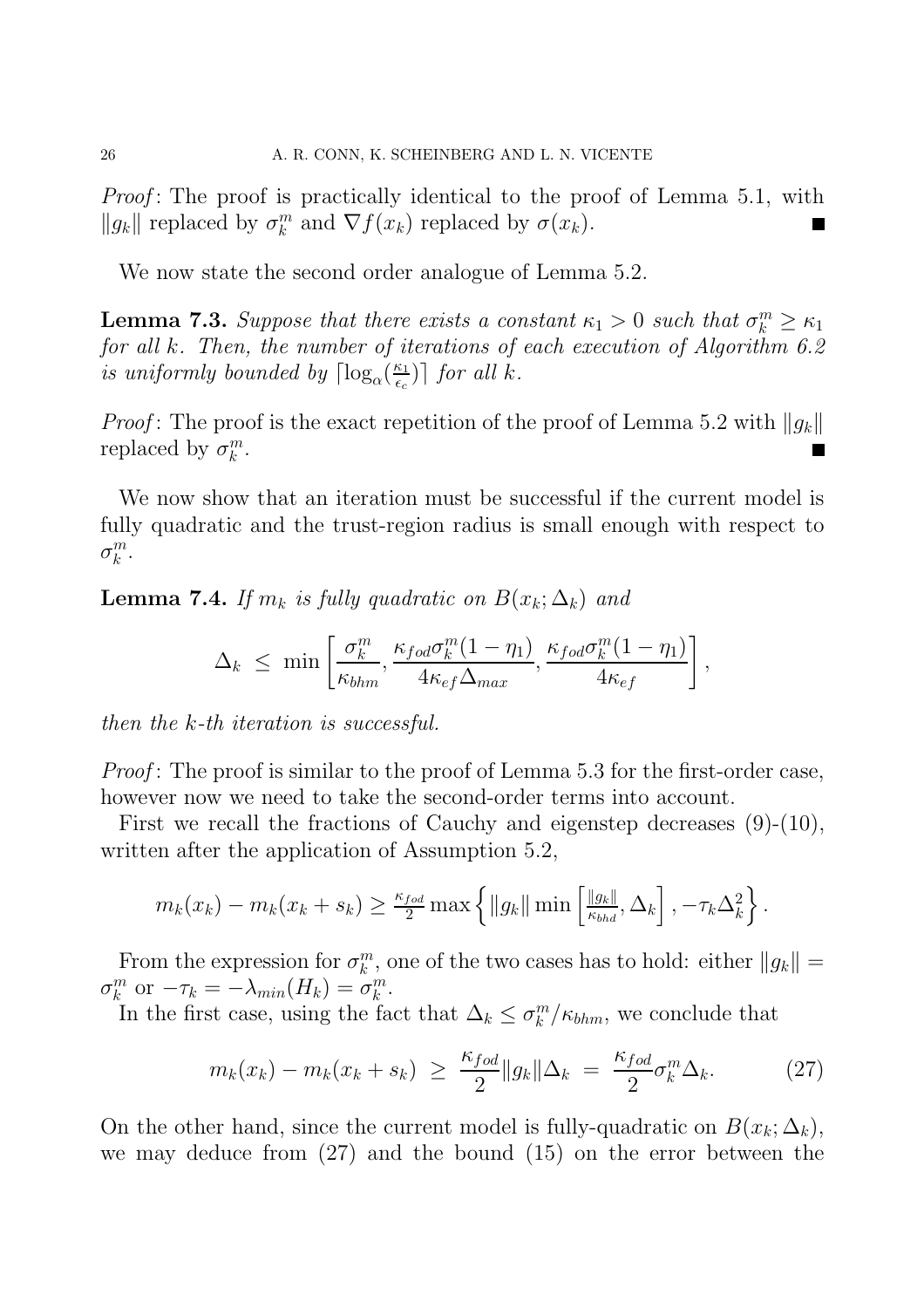*Proof*: The proof is practically identical to the proof of Lemma 5.1, with $\|g_k\|$ replaced by $\sigma_k^m$ and $\nabla f(x_k)$ replaced by $\sigma(x_k)$. ∎

We now state the second order analogue of Lemma 5.2.

**Lemma 7.3.** *Suppose that there exists a constant $\kappa_1 > 0$ such that $\sigma_k^m \geq \kappa_1$ for all $k$. Then, the number of iterations of each execution of Algorithm 6.2 is uniformly bounded by $\lceil \log_\alpha(\frac{\kappa_1}{\epsilon_c}) \rceil$ for all $k$.*

*Proof*: The proof is the exact repetition of the proof of Lemma 5.2 with $\|g_k\|$ replaced by $\sigma_k^m$. ∎

We now show that an iteration must be successful if the current model is fully quadratic and the trust-region radius is small enough with respect to $\sigma_k^m$.

**Lemma 7.4.** *If $m_k$ is fully quadratic on $B(x_k;\Delta_k)$ and*

$$\Delta_k \;\leq\; \min\left[\frac{\sigma_k^m}{\kappa_{bhm}}, \frac{\kappa_{fod}\sigma_k^m(1-\eta_1)}{4\kappa_{ef}\Delta_{max}}, \frac{\kappa_{fod}\sigma_k^m(1-\eta_1)}{4\kappa_{ef}}\right],$$

*then the $k$-th iteration is successful.*

*Proof*: The proof is similar to the proof of Lemma 5.3 for the first-order case, however now we need to take the second-order terms into account.

First we recall the fractions of Cauchy and eigenstep decreases (9)-(10), written after the application of Assumption 5.2,

$$m_k(x_k) - m_k(x_k+s_k) \geq \tfrac{\kappa_{fod}}{2}\max\left\{\|g_k\|\min\left[\tfrac{\|g_k\|}{\kappa_{bhd}}, \Delta_k\right], -\tau_k\Delta_k^2\right\}.$$

From the expression for $\sigma_k^m$, one of the two cases has to hold: either $\|g_k\| = \sigma_k^m$ or $-\tau_k = -\lambda_{min}(H_k) = \sigma_k^m$.

In the first case, using the fact that $\Delta_k \leq \sigma_k^m/\kappa_{bhm}$, we conclude that

$$m_k(x_k) - m_k(x_k+s_k) \;\geq\; \frac{\kappa_{fod}}{2}\|g_k\|\Delta_k \;=\; \frac{\kappa_{fod}}{2}\sigma_k^m\Delta_k. \tag{27}$$

On the other hand, since the current model is fully-quadratic on $B(x_k;\Delta_k)$, we may deduce from (27) and the bound (15) on the error between the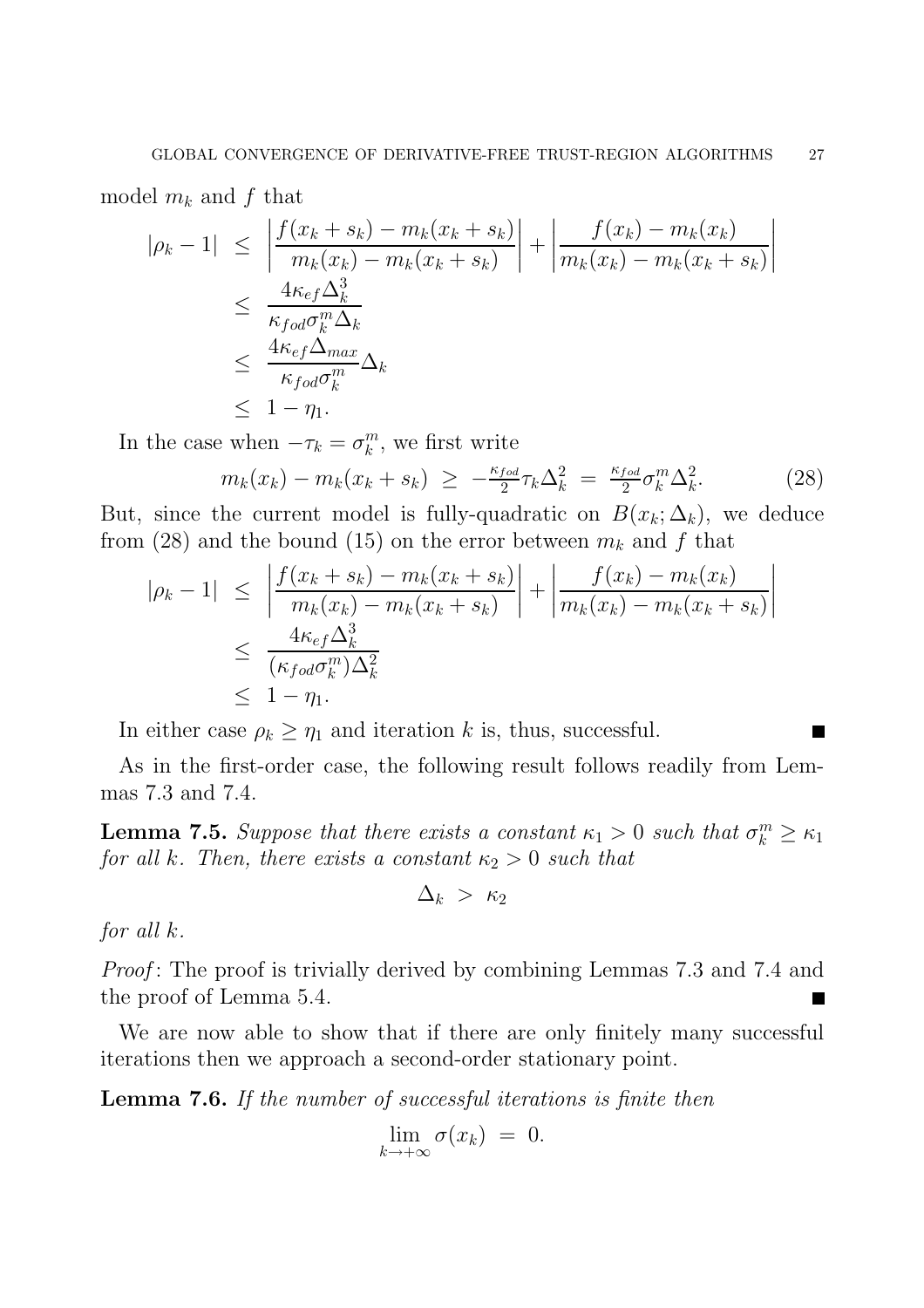model $m_k$ and $f$ that

$$
\begin{aligned}
|\rho_k - 1| &\leq \left| \frac{f(x_k + s_k) - m_k(x_k + s_k)}{m_k(x_k) - m_k(x_k + s_k)} \right| + \left| \frac{f(x_k) - m_k(x_k)}{m_k(x_k) - m_k(x_k + s_k)} \right| \\
&\leq \frac{4\kappa_{ef}\Delta_k^3}{\kappa_{fod}\sigma_k^m \Delta_k} \\
&\leq \frac{4\kappa_{ef}\Delta_{max}}{\kappa_{fod}\sigma_k^m}\Delta_k \\
&\leq 1 - \eta_1.
\end{aligned}
$$

In the case when $-\tau_k = \sigma_k^m$, we first write

$$
m_k(x_k) - m_k(x_k + s_k) \;\geq\; -\tfrac{\kappa_{fod}}{2}\tau_k \Delta_k^2 \;=\; \tfrac{\kappa_{fod}}{2}\sigma_k^m \Delta_k^2. \tag{28}
$$

But, since the current model is fully-quadratic on $B(x_k; \Delta_k)$, we deduce from (28) and the bound (15) on the error between $m_k$ and $f$ that

$$
\begin{aligned}
|\rho_k - 1| &\leq \left| \frac{f(x_k + s_k) - m_k(x_k + s_k)}{m_k(x_k) - m_k(x_k + s_k)} \right| + \left| \frac{f(x_k) - m_k(x_k)}{m_k(x_k) - m_k(x_k + s_k)} \right| \\
&\leq \frac{4\kappa_{ef}\Delta_k^3}{(\kappa_{fod}\sigma_k^m)\Delta_k^2} \\
&\leq 1 - \eta_1.
\end{aligned}
$$

In either case $\rho_k \geq \eta_1$ and iteration $k$ is, thus, successful. ∎

As in the first-order case, the following result follows readily from Lemmas 7.3 and 7.4.

**Lemma 7.5.** *Suppose that there exists a constant $\kappa_1 > 0$ such that $\sigma_k^m \geq \kappa_1$ for all $k$. Then, there exists a constant $\kappa_2 > 0$ such that*

$$
\Delta_k \;>\; \kappa_2
$$

*for all $k$.*

*Proof*: The proof is trivially derived by combining Lemmas 7.3 and 7.4 and the proof of Lemma 5.4. ∎

We are now able to show that if there are only finitely many successful iterations then we approach a second-order stationary point.

**Lemma 7.6.** *If the number of successful iterations is finite then*

$$
\lim_{k \to +\infty} \sigma(x_k) \;=\; 0.
$$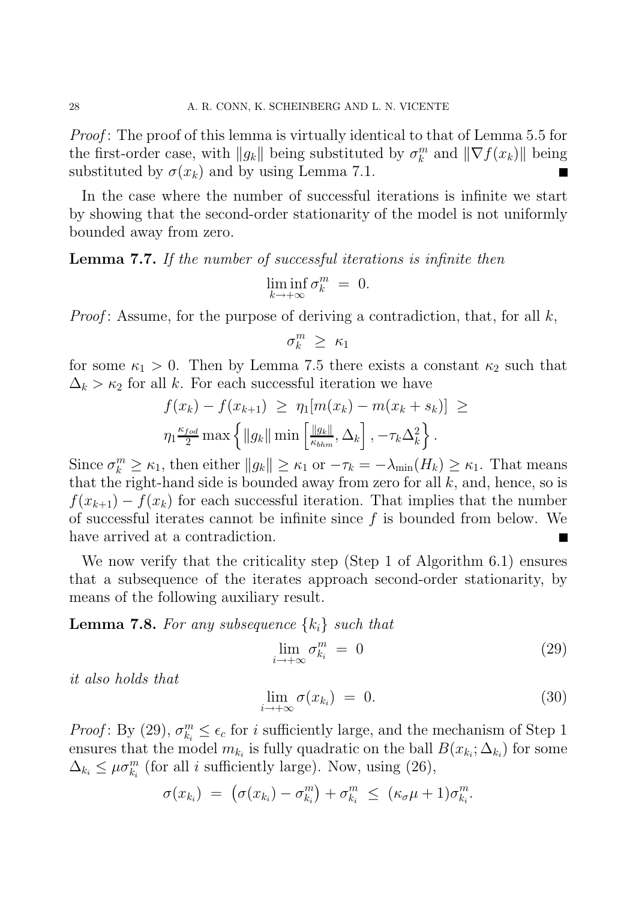*Proof*: The proof of this lemma is virtually identical to that of Lemma 5.5 for the first-order case, with $\|g_k\|$ being substituted by $\sigma_k^m$ and $\|\nabla f(x_k)\|$ being substituted by $\sigma(x_k)$ and by using Lemma 7.1. ∎

In the case where the number of successful iterations is infinite we start by showing that the second-order stationarity of the model is not uniformly bounded away from zero.

**Lemma 7.7.** *If the number of successful iterations is infinite then*

$$\liminf_{k\to+\infty} \sigma_k^m \;=\; 0.$$

*Proof*: Assume, for the purpose of deriving a contradiction, that, for all $k$,

$$\sigma_k^m \;\geq\; \kappa_1$$

for some $\kappa_1 > 0$. Then by Lemma 7.5 there exists a constant $\kappa_2$ such that $\Delta_k > \kappa_2$ for all $k$. For each successful iteration we have

$$f(x_k) - f(x_{k+1}) \;\geq\; \eta_1[m(x_k) - m(x_k + s_k)] \;\geq$$
$$\eta_1 \frac{\kappa_{fod}}{2} \max\left\{ \|g_k\| \min\left[\frac{\|g_k\|}{\kappa_{bhm}}, \Delta_k\right], -\tau_k \Delta_k^2 \right\}.$$

Since $\sigma_k^m \geq \kappa_1$, then either $\|g_k\| \geq \kappa_1$ or $-\tau_k = -\lambda_{\min}(H_k) \geq \kappa_1$. That means that the right-hand side is bounded away from zero for all $k$, and, hence, so is $f(x_{k+1}) - f(x_k)$ for each successful iteration. That implies that the number of successful iterates cannot be infinite since $f$ is bounded from below. We have arrived at a contradiction. ∎

We now verify that the criticality step (Step 1 of Algorithm 6.1) ensures that a subsequence of the iterates approach second-order stationarity, by means of the following auxiliary result.

**Lemma 7.8.** *For any subsequence $\{k_i\}$ such that*

$$\lim_{i\to+\infty} \sigma_{k_i}^m \;=\; 0 \tag{29}$$

*it also holds that*

$$\lim_{i\to+\infty} \sigma(x_{k_i}) \;=\; 0. \tag{30}$$

*Proof*: By (29), $\sigma_{k_i}^m \leq \epsilon_c$ for $i$ sufficiently large, and the mechanism of Step 1 ensures that the model $m_{k_i}$ is fully quadratic on the ball $B(x_{k_i}; \Delta_{k_i})$ for some $\Delta_{k_i} \leq \mu \sigma_{k_i}^m$ (for all $i$ sufficiently large). Now, using (26),

$$\sigma(x_{k_i}) \;=\; \left(\sigma(x_{k_i}) - \sigma_{k_i}^m\right) + \sigma_{k_i}^m \;\leq\; (\kappa_\sigma \mu + 1)\sigma_{k_i}^m.$$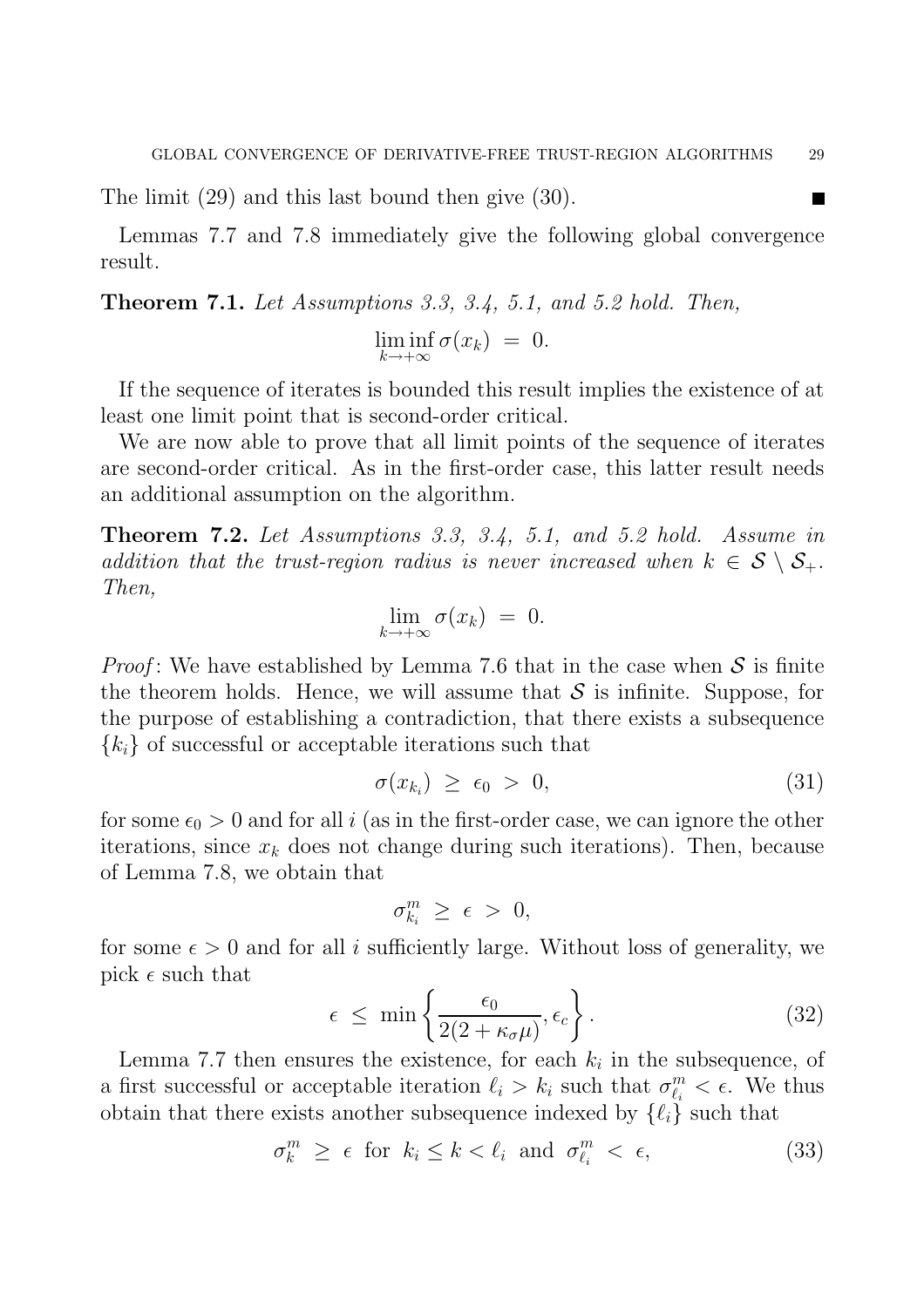The limit (29) and this last bound then give (30). ■

Lemmas 7.7 and 7.8 immediately give the following global convergence result.

**Theorem 7.1.** *Let Assumptions 3.3, 3.4, 5.1, and 5.2 hold. Then,*

$$\liminf_{k \to +\infty} \sigma(x_k) \;=\; 0.$$

If the sequence of iterates is bounded this result implies the existence of at least one limit point that is second-order critical.

We are now able to prove that all limit points of the sequence of iterates are second-order critical. As in the first-order case, this latter result needs an additional assumption on the algorithm.

**Theorem 7.2.** *Let Assumptions 3.3, 3.4, 5.1, and 5.2 hold. Assume in addition that the trust-region radius is never increased when $k \in \mathcal{S} \setminus \mathcal{S}_+$. Then,*

$$\lim_{k \to +\infty} \sigma(x_k) \;=\; 0.$$

*Proof*: We have established by Lemma 7.6 that in the case when $\mathcal{S}$ is finite the theorem holds. Hence, we will assume that $\mathcal{S}$ is infinite. Suppose, for the purpose of establishing a contradiction, that there exists a subsequence $\{k_i\}$ of successful or acceptable iterations such that

$$\sigma(x_{k_i}) \;\geq\; \epsilon_0 \;>\; 0, \tag{31}$$

for some $\epsilon_0 > 0$ and for all $i$ (as in the first-order case, we can ignore the other iterations, since $x_k$ does not change during such iterations). Then, because of Lemma 7.8, we obtain that

$$\sigma_{k_i}^m \;\geq\; \epsilon \;>\; 0,$$

for some $\epsilon > 0$ and for all $i$ sufficiently large. Without loss of generality, we pick $\epsilon$ such that

$$\epsilon \;\leq\; \min\left\{\frac{\epsilon_0}{2(2+\kappa_\sigma \mu)}, \epsilon_c\right\}. \tag{32}$$

Lemma 7.7 then ensures the existence, for each $k_i$ in the subsequence, of a first successful or acceptable iteration $\ell_i > k_i$ such that $\sigma_{\ell_i}^m < \epsilon$. We thus obtain that there exists another subsequence indexed by $\{\ell_i\}$ such that

$$\sigma_k^m \;\geq\; \epsilon \;\text{ for }\; k_i \leq k < \ell_i \;\text{ and }\; \sigma_{\ell_i}^m \;<\; \epsilon, \tag{33}$$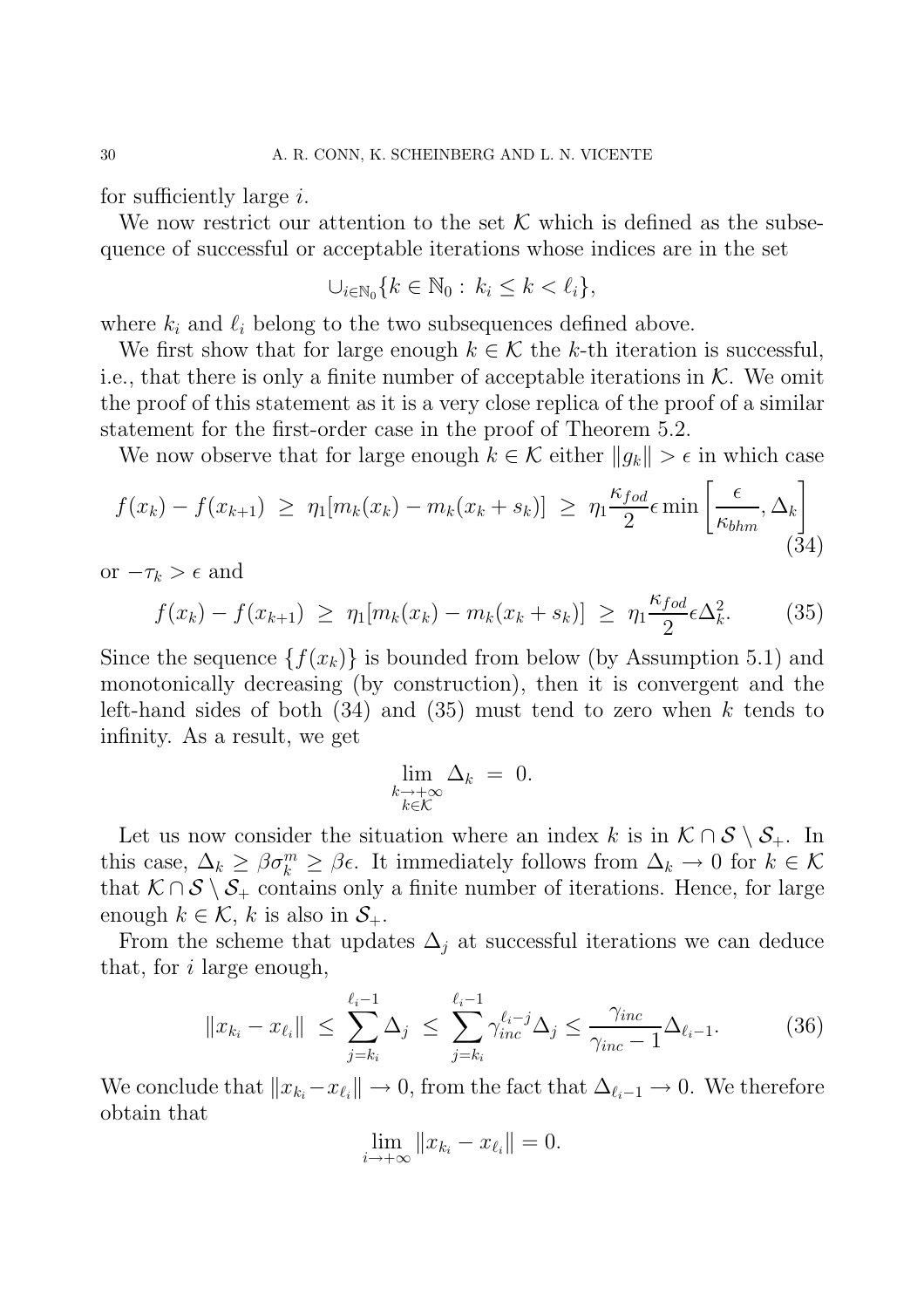for sufficiently large $i$.

We now restrict our attention to the set $\mathcal{K}$ which is defined as the subsequence of successful or acceptable iterations whose indices are in the set

$$\cup_{i \in \mathbb{N}_0} \{k \in \mathbb{N}_0 : \, k_i \leq k < \ell_i\},$$

where $k_i$ and $\ell_i$ belong to the two subsequences defined above.

We first show that for large enough $k \in \mathcal{K}$ the $k$-th iteration is successful, i.e., that there is only a finite number of acceptable iterations in $\mathcal{K}$. We omit the proof of this statement as it is a very close replica of the proof of a similar statement for the first-order case in the proof of Theorem 5.2.

We now observe that for large enough $k \in \mathcal{K}$ either $\|g_k\| > \epsilon$ in which case

$$f(x_k) - f(x_{k+1}) \;\geq\; \eta_1 [m_k(x_k) - m_k(x_k + s_k)] \;\geq\; \eta_1 \frac{\kappa_{fod}}{2} \epsilon \min \left[ \frac{\epsilon}{\kappa_{bhm}}, \Delta_k \right] \tag{34}$$

or $-\tau_k > \epsilon$ and

$$f(x_k) - f(x_{k+1}) \;\geq\; \eta_1 [m_k(x_k) - m_k(x_k + s_k)] \;\geq\; \eta_1 \frac{\kappa_{fod}}{2} \epsilon \Delta_k^2. \tag{35}$$

Since the sequence $\{f(x_k)\}$ is bounded from below (by Assumption 5.1) and monotonically decreasing (by construction), then it is convergent and the left-hand sides of both (34) and (35) must tend to zero when $k$ tends to infinity. As a result, we get

$$\lim_{\substack{k \to +\infty \\ k \in \mathcal{K}}} \Delta_k \;=\; 0.$$

Let us now consider the situation where an index $k$ is in $\mathcal{K} \cap \mathcal{S} \setminus \mathcal{S}_+$. In this case, $\Delta_k \geq \beta \sigma_k^m \geq \beta \epsilon$. It immediately follows from $\Delta_k \to 0$ for $k \in \mathcal{K}$ that $\mathcal{K} \cap \mathcal{S} \setminus \mathcal{S}_+$ contains only a finite number of iterations. Hence, for large enough $k \in \mathcal{K}$, $k$ is also in $\mathcal{S}_+$.

From the scheme that updates $\Delta_j$ at successful iterations we can deduce that, for $i$ large enough,

$$\|x_{k_i} - x_{\ell_i}\| \;\leq\; \sum_{j=k_i}^{\ell_i - 1} \Delta_j \;\leq\; \sum_{j=k_i}^{\ell_i - 1} \gamma_{inc}^{\ell_i - j} \Delta_j \leq \frac{\gamma_{inc}}{\gamma_{inc} - 1} \Delta_{\ell_i - 1}. \tag{36}$$

We conclude that $\|x_{k_i} - x_{\ell_i}\| \to 0$, from the fact that $\Delta_{\ell_i - 1} \to 0$. We therefore obtain that

$$\lim_{i \to +\infty} \|x_{k_i} - x_{\ell_i}\| = 0.$$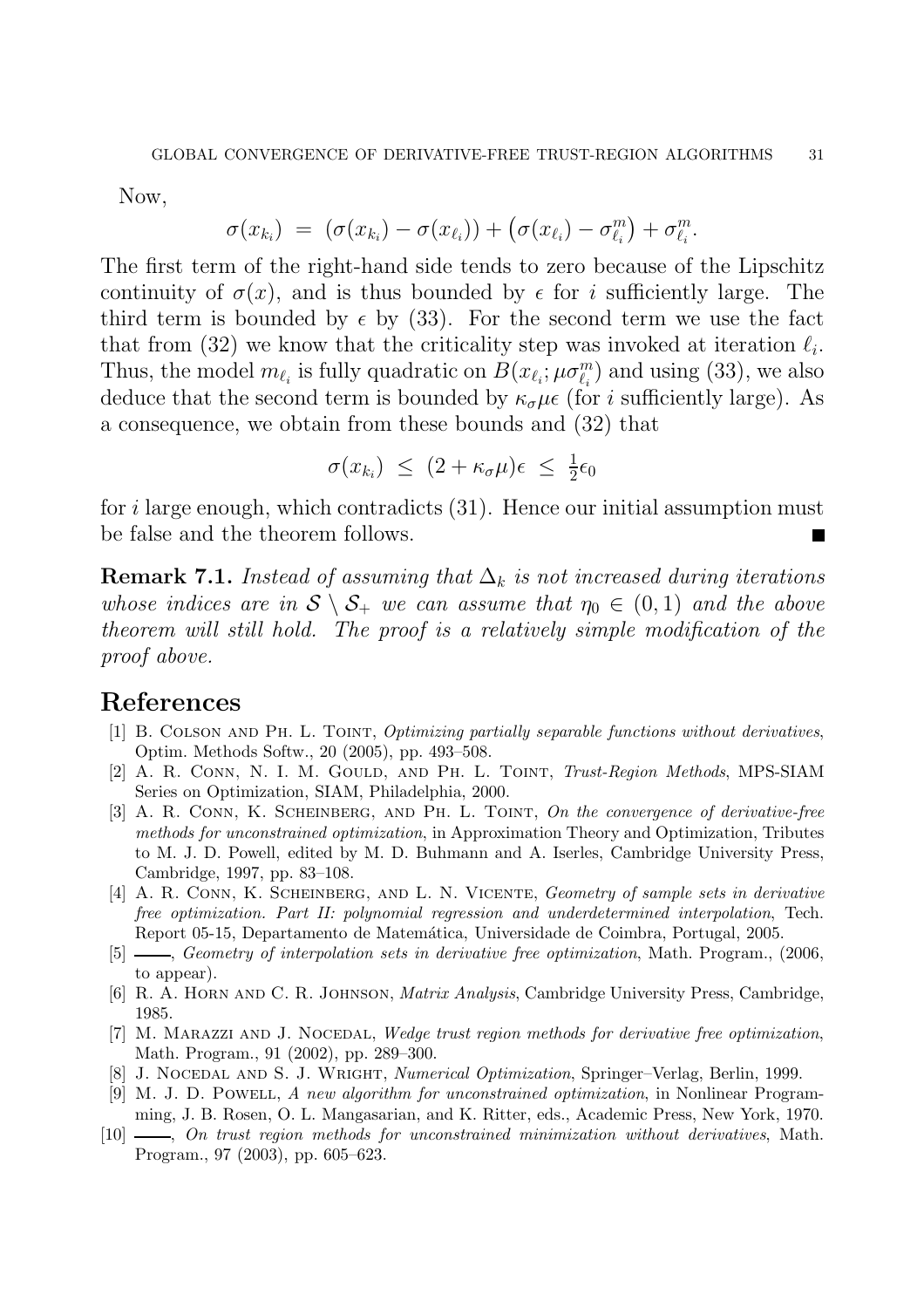Now,

$$\sigma(x_{k_i}) \;=\; (\sigma(x_{k_i}) - \sigma(x_{\ell_i})) + \left(\sigma(x_{\ell_i}) - \sigma^m_{\ell_i}\right) + \sigma^m_{\ell_i}.$$

The first term of the right-hand side tends to zero because of the Lipschitz continuity of $\sigma(x)$, and is thus bounded by $\epsilon$ for $i$ sufficiently large. The third term is bounded by $\epsilon$ by (33). For the second term we use the fact that from (32) we know that the criticality step was invoked at iteration $\ell_i$. Thus, the model $m_{\ell_i}$ is fully quadratic on $B(x_{\ell_i}; \mu\sigma^m_{\ell_i})$ and using (33), we also deduce that the second term is bounded by $\kappa_\sigma \mu \epsilon$ (for $i$ sufficiently large). As a consequence, we obtain from these bounds and (32) that

$$\sigma(x_{k_i}) \;\le\; (2 + \kappa_\sigma \mu)\epsilon \;\le\; \tfrac{1}{2}\epsilon_0$$

for $i$ large enough, which contradicts (31). Hence our initial assumption must be false and the theorem follows. ∎

**Remark 7.1.** *Instead of assuming that $\Delta_k$ is not increased during iterations whose indices are in $\mathcal{S} \setminus \mathcal{S}_+$ we can assume that $\eta_0 \in (0, 1)$ and the above theorem will still hold. The proof is a relatively simple modification of the proof above.*

## References

[1] B. Colson and Ph. L. Toint, *Optimizing partially separable functions without derivatives*, Optim. Methods Softw., 20 (2005), pp. 493–508.

[2] A. R. Conn, N. I. M. Gould, and Ph. L. Toint, *Trust-Region Methods*, MPS-SIAM Series on Optimization, SIAM, Philadelphia, 2000.

[3] A. R. Conn, K. Scheinberg, and Ph. L. Toint, *On the convergence of derivative-free methods for unconstrained optimization*, in Approximation Theory and Optimization, Tributes to M. J. D. Powell, edited by M. D. Buhmann and A. Iserles, Cambridge University Press, Cambridge, 1997, pp. 83–108.

[4] A. R. Conn, K. Scheinberg, and L. N. Vicente, *Geometry of sample sets in derivative free optimization. Part II: polynomial regression and underdetermined interpolation*, Tech. Report 05-15, Departamento de Matemática, Universidade de Coimbra, Portugal, 2005.

[5] ———, *Geometry of interpolation sets in derivative free optimization*, Math. Program., (2006, to appear).

[6] R. A. Horn and C. R. Johnson, *Matrix Analysis*, Cambridge University Press, Cambridge, 1985.

[7] M. Marazzi and J. Nocedal, *Wedge trust region methods for derivative free optimization*, Math. Program., 91 (2002), pp. 289–300.

[8] J. Nocedal and S. J. Wright, *Numerical Optimization*, Springer–Verlag, Berlin, 1999.

[9] M. J. D. Powell, *A new algorithm for unconstrained optimization*, in Nonlinear Programming, J. B. Rosen, O. L. Mangasarian, and K. Ritter, eds., Academic Press, New York, 1970.

[10] ———, *On trust region methods for unconstrained minimization without derivatives*, Math. Program., 97 (2003), pp. 605–623.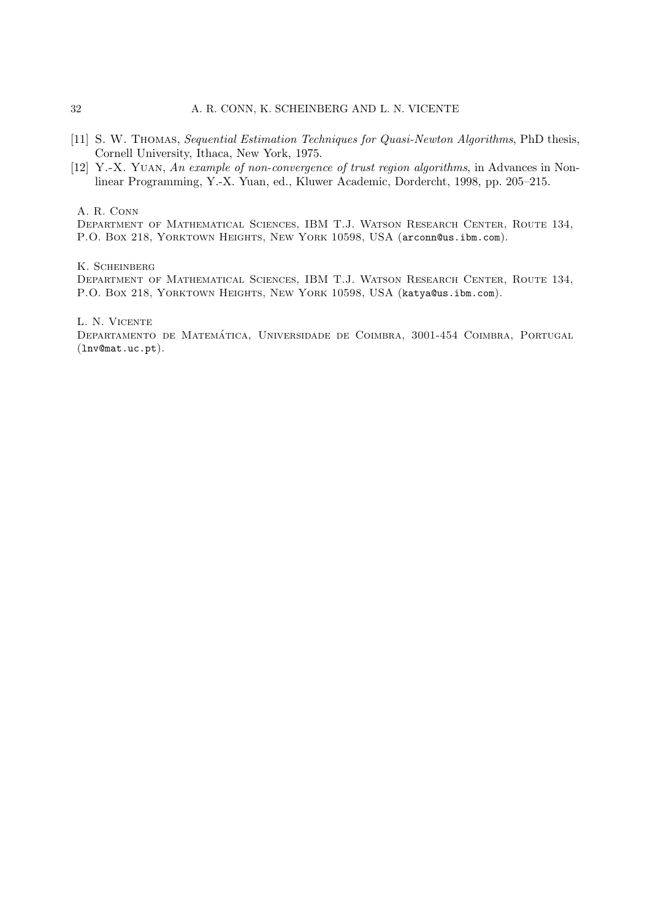[11] S. W. Thomas, *Sequential Estimation Techniques for Quasi-Newton Algorithms*, PhD thesis, Cornell University, Ithaca, New York, 1975.

[12] Y.-X. Yuan, *An example of non-convergence of trust region algorithms*, in Advances in Nonlinear Programming, Y.-X. Yuan, ed., Kluwer Academic, Dordercht, 1998, pp. 205–215.

A. R. Conn
Department of Mathematical Sciences, IBM T.J. Watson Research Center, Route 134, P.O. Box 218, Yorktown Heights, New York 10598, USA (arconn@us.ibm.com).

K. Scheinberg
Department of Mathematical Sciences, IBM T.J. Watson Research Center, Route 134, P.O. Box 218, Yorktown Heights, New York 10598, USA (katya@us.ibm.com).

L. N. Vicente
Departamento de Matemática, Universidade de Coimbra, 3001-454 Coimbra, Portugal (lnv@mat.uc.pt).